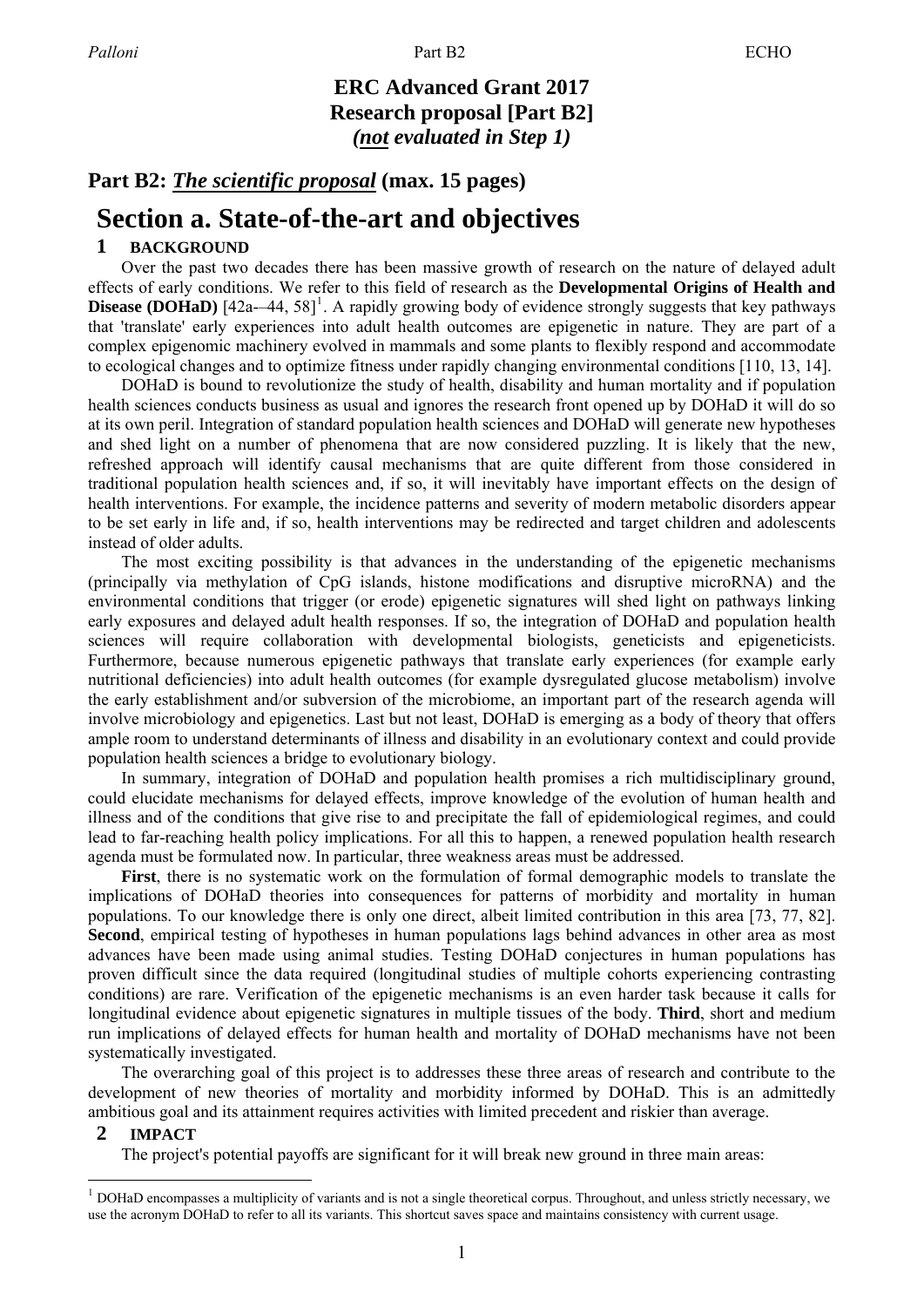# ERC Advanced Grant 2017
## Research proposal [Part B2]
***(not evaluated in Step 1)***

## Part B2: *The scientific proposal* (max. 15 pages)

# Section a. State-of-the-art and objectives

### 1 BACKGROUND

Over the past two decades there has been massive growth of research on the nature of delayed adult effects of early conditions. We refer to this field of research as the **Developmental Origins of Health and Disease (DOHaD)** [42a-–44, 58][1]. A rapidly growing body of evidence strongly suggests that key pathways that 'translate' early experiences into adult health outcomes are epigenetic in nature. They are part of a complex epigenomic machinery evolved in mammals and some plants to flexibly respond and accommodate to ecological changes and to optimize fitness under rapidly changing environmental conditions [110, 13, 14].

DOHaD is bound to revolutionize the study of health, disability and human mortality and if population health sciences conducts business as usual and ignores the research front opened up by DOHaD it will do so at its own peril. Integration of standard population health sciences and DOHaD will generate new hypotheses and shed light on a number of phenomena that are now considered puzzling. It is likely that the new, refreshed approach will identify causal mechanisms that are quite different from those considered in traditional population health sciences and, if so, it will inevitably have important effects on the design of health interventions. For example, the incidence patterns and severity of modern metabolic disorders appear to be set early in life and, if so, health interventions may be redirected and target children and adolescents instead of older adults.

The most exciting possibility is that advances in the understanding of the epigenetic mechanisms (principally via methylation of CpG islands, histone modifications and disruptive microRNA) and the environmental conditions that trigger (or erode) epigenetic signatures will shed light on pathways linking early exposures and delayed adult health responses. If so, the integration of DOHaD and population health sciences will require collaboration with developmental biologists, geneticists and epigeneticists. Furthermore, because numerous epigenetic pathways that translate early experiences (for example early nutritional deficiencies) into adult health outcomes (for example dysregulated glucose metabolism) involve the early establishment and/or subversion of the microbiome, an important part of the research agenda will involve microbiology and epigenetics. Last but not least, DOHaD is emerging as a body of theory that offers ample room to understand determinants of illness and disability in an evolutionary context and could provide population health sciences a bridge to evolutionary biology.

In summary, integration of DOHaD and population health promises a rich multidisciplinary ground, could elucidate mechanisms for delayed effects, improve knowledge of the evolution of human health and illness and of the conditions that give rise to and precipitate the fall of epidemiological regimes, and could lead to far-reaching health policy implications. For all this to happen, a renewed population health research agenda must be formulated now. In particular, three weakness areas must be addressed.

**First**, there is no systematic work on the formulation of formal demographic models to translate the implications of DOHaD theories into consequences for patterns of morbidity and mortality in human populations. To our knowledge there is only one direct, albeit limited contribution in this area [73, 77, 82]. **Second**, empirical testing of hypotheses in human populations lags behind advances in other area as most advances have been made using animal studies. Testing DOHaD conjectures in human populations has proven difficult since the data required (longitudinal studies of multiple cohorts experiencing contrasting conditions) are rare. Verification of the epigenetic mechanisms is an even harder task because it calls for longitudinal evidence about epigenetic signatures in multiple tissues of the body. **Third**, short and medium run implications of delayed effects for human health and mortality of DOHaD mechanisms have not been systematically investigated.

The overarching goal of this project is to addresses these three areas of research and contribute to the development of new theories of mortality and morbidity informed by DOHaD. This is an admittedly ambitious goal and its attainment requires activities with limited precedent and riskier than average.

### 2 IMPACT

The project's potential payoffs are significant for it will break new ground in three main areas:

[1] DOHaD encompasses a multiplicity of variants and is not a single theoretical corpus. Throughout, and unless strictly necessary, we use the acronym DOHaD to refer to all its variants. This shortcut saves space and maintains consistency with current usage.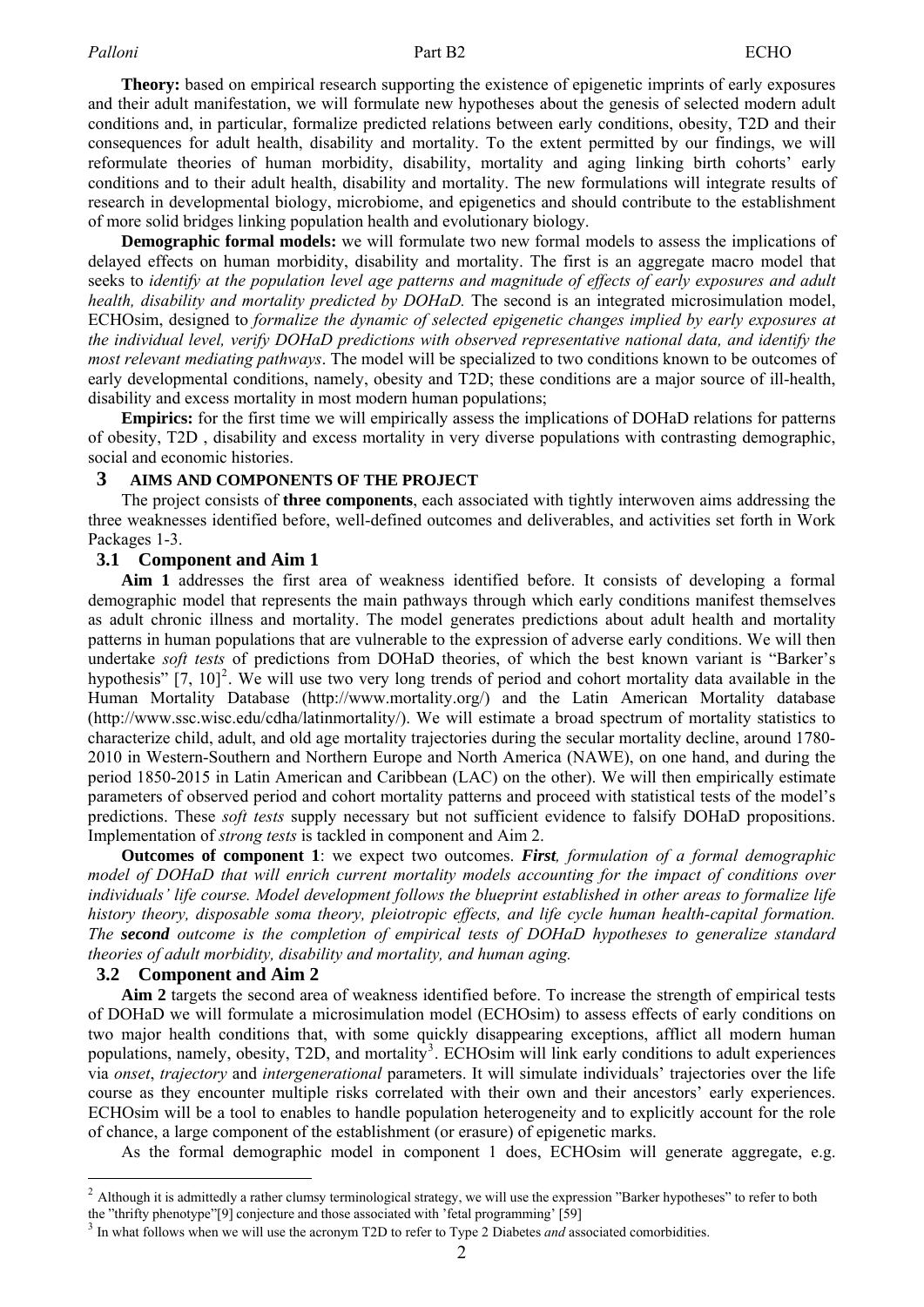**Theory:** based on empirical research supporting the existence of epigenetic imprints of early exposures and their adult manifestation, we will formulate new hypotheses about the genesis of selected modern adult conditions and, in particular, formalize predicted relations between early conditions, obesity, T2D and their consequences for adult health, disability and mortality. To the extent permitted by our findings, we will reformulate theories of human morbidity, disability, mortality and aging linking birth cohorts' early conditions and to their adult health, disability and mortality. The new formulations will integrate results of research in developmental biology, microbiome, and epigenetics and should contribute to the establishment of more solid bridges linking population health and evolutionary biology.

**Demographic formal models:** we will formulate two new formal models to assess the implications of delayed effects on human morbidity, disability and mortality. The first is an aggregate macro model that seeks to *identify at the population level age patterns and magnitude of effects of early exposures and adult health, disability and mortality predicted by DOHaD.* The second is an integrated microsimulation model, ECHOsim, designed to *formalize the dynamic of selected epigenetic changes implied by early exposures at the individual level, verify DOHaD predictions with observed representative national data, and identify the most relevant mediating pathways*. The model will be specialized to two conditions known to be outcomes of early developmental conditions, namely, obesity and T2D; these conditions are a major source of ill-health, disability and excess mortality in most modern human populations;

**Empirics:** for the first time we will empirically assess the implications of DOHaD relations for patterns of obesity, T2D , disability and excess mortality in very diverse populations with contrasting demographic, social and economic histories.

## 3 AIMS AND COMPONENTS OF THE PROJECT

The project consists of **three components**, each associated with tightly interwoven aims addressing the three weaknesses identified before, well-defined outcomes and deliverables, and activities set forth in Work Packages 1-3.

### 3.1 Component and Aim 1

**Aim 1** addresses the first area of weakness identified before. It consists of developing a formal demographic model that represents the main pathways through which early conditions manifest themselves as adult chronic illness and mortality. The model generates predictions about adult health and mortality patterns in human populations that are vulnerable to the expression of adverse early conditions. We will then undertake *soft tests* of predictions from DOHaD theories, of which the best known variant is "Barker's hypothesis" [7, 10][2]. We will use two very long trends of period and cohort mortality data available in the Human Mortality Database (http://www.mortality.org/) and the Latin American Mortality database (http://www.ssc.wisc.edu/cdha/latinmortality/). We will estimate a broad spectrum of mortality statistics to characterize child, adult, and old age mortality trajectories during the secular mortality decline, around 1780-2010 in Western-Southern and Northern Europe and North America (NAWE), on one hand, and during the period 1850-2015 in Latin American and Caribbean (LAC) on the other). We will then empirically estimate parameters of observed period and cohort mortality patterns and proceed with statistical tests of the model's predictions. These *soft tests* supply necessary but not sufficient evidence to falsify DOHaD propositions. Implementation of *strong tests* is tackled in component and Aim 2.

**Outcomes of component 1**: we expect two outcomes. ***First****, formulation of a formal demographic model of DOHaD that will enrich current mortality models accounting for the impact of conditions over individuals' life course. Model development follows the blueprint established in other areas to formalize life history theory, disposable soma theory, pleiotropic effects, and life cycle human health-capital formation. The* ***second*** *outcome is the completion of empirical tests of DOHaD hypotheses to generalize standard theories of adult morbidity, disability and mortality, and human aging.*

### 3.2 Component and Aim 2

**Aim 2** targets the second area of weakness identified before. To increase the strength of empirical tests of DOHaD we will formulate a microsimulation model (ECHOsim) to assess effects of early conditions on two major health conditions that, with some quickly disappearing exceptions, afflict all modern human populations, namely, obesity, T2D, and mortality[3]. ECHOsim will link early conditions to adult experiences via *onset*, *trajectory* and *intergenerational* parameters. It will simulate individuals' trajectories over the life course as they encounter multiple risks correlated with their own and their ancestors' early experiences. ECHOsim will be a tool to enables to handle population heterogeneity and to explicitly account for the role of chance, a large component of the establishment (or erasure) of epigenetic marks.

As the formal demographic model in component 1 does, ECHOsim will generate aggregate, e.g.

---

[2] Although it is admittedly a rather clumsy terminological strategy, we will use the expression "Barker hypotheses" to refer to both the "thrifty phenotype"[9] conjecture and those associated with 'fetal programming' [59]

[3] In what follows when we will use the acronym T2D to refer to Type 2 Diabetes *and* associated comorbidities.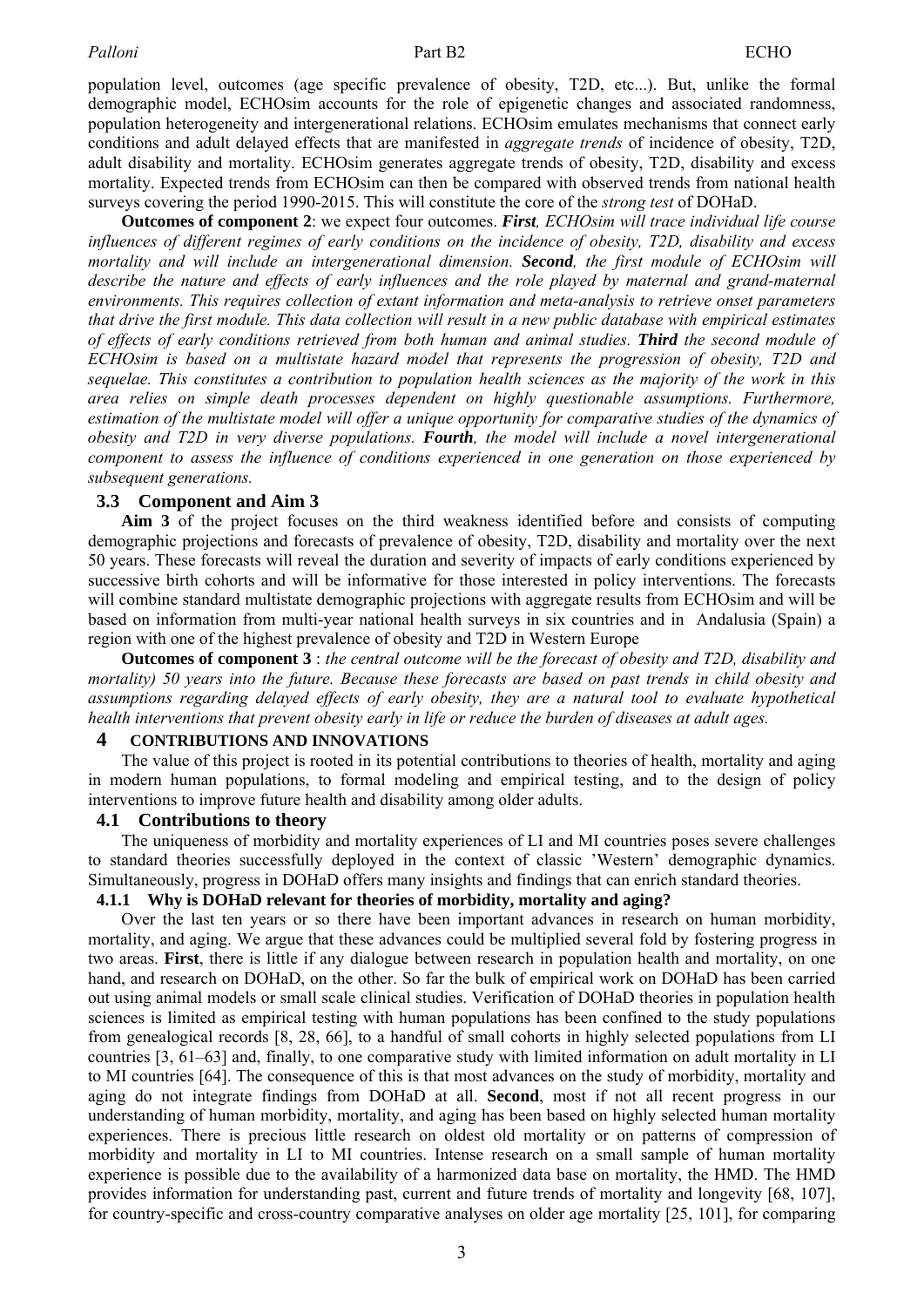population level, outcomes (age specific prevalence of obesity, T2D, etc...). But, unlike the formal demographic model, ECHOsim accounts for the role of epigenetic changes and associated randomness, population heterogeneity and intergenerational relations. ECHOsim emulates mechanisms that connect early conditions and adult delayed effects that are manifested in *aggregate trends* of incidence of obesity, T2D, adult disability and mortality. ECHOsim generates aggregate trends of obesity, T2D, disability and excess mortality. Expected trends from ECHOsim can then be compared with observed trends from national health surveys covering the period 1990-2015. This will constitute the core of the *strong test* of DOHaD.

**Outcomes of component 2**: we expect four outcomes. ***First**, ECHOsim will trace individual life course influences of different regimes of early conditions on the incidence of obesity, T2D, disability and excess mortality and will include an intergenerational dimension.* ***Second**, the first module of ECHOsim will describe the nature and effects of early influences and the role played by maternal and grand-maternal environments. This requires collection of extant information and meta-analysis to retrieve onset parameters that drive the first module. This data collection will result in a new public database with empirical estimates of effects of early conditions retrieved from both human and animal studies.* ***Third** the second module of ECHOsim is based on a multistate hazard model that represents the progression of obesity, T2D and sequelae. This constitutes a contribution to population health sciences as the majority of the work in this area relies on simple death processes dependent on highly questionable assumptions. Furthermore, estimation of the multistate model will offer a unique opportunity for comparative studies of the dynamics of obesity and T2D in very diverse populations.* ***Fourth**, the model will include a novel intergenerational component to assess the influence of conditions experienced in one generation on those experienced by subsequent generations.*

### 3.3 Component and Aim 3

**Aim 3** of the project focuses on the third weakness identified before and consists of computing demographic projections and forecasts of prevalence of obesity, T2D, disability and mortality over the next 50 years. These forecasts will reveal the duration and severity of impacts of early conditions experienced by successive birth cohorts and will be informative for those interested in policy interventions. The forecasts will combine standard multistate demographic projections with aggregate results from ECHOsim and will be based on information from multi-year national health surveys in six countries and in Andalusia (Spain) a region with one of the highest prevalence of obesity and T2D in Western Europe

**Outcomes of component 3** : *the central outcome will be the forecast of obesity and T2D, disability and mortality) 50 years into the future. Because these forecasts are based on past trends in child obesity and assumptions regarding delayed effects of early obesity, they are a natural tool to evaluate hypothetical health interventions that prevent obesity early in life or reduce the burden of diseases at adult ages.*

## 4 CONTRIBUTIONS AND INNOVATIONS

The value of this project is rooted in its potential contributions to theories of health, mortality and aging in modern human populations, to formal modeling and empirical testing, and to the design of policy interventions to improve future health and disability among older adults.

### 4.1 Contributions to theory

The uniqueness of morbidity and mortality experiences of LI and MI countries poses severe challenges to standard theories successfully deployed in the context of classic 'Western' demographic dynamics. Simultaneously, progress in DOHaD offers many insights and findings that can enrich standard theories.

#### 4.1.1 Why is DOHaD relevant for theories of morbidity, mortality and aging?

Over the last ten years or so there have been important advances in research on human morbidity, mortality, and aging. We argue that these advances could be multiplied several fold by fostering progress in two areas. **First**, there is little if any dialogue between research in population health and mortality, on one hand, and research on DOHaD, on the other. So far the bulk of empirical work on DOHaD has been carried out using animal models or small scale clinical studies. Verification of DOHaD theories in population health sciences is limited as empirical testing with human populations has been confined to the study populations from genealogical records [8, 28, 66], to a handful of small cohorts in highly selected populations from LI countries [3, 61–63] and, finally, to one comparative study with limited information on adult mortality in LI to MI countries [64]. The consequence of this is that most advances on the study of morbidity, mortality and aging do not integrate findings from DOHaD at all. **Second**, most if not all recent progress in our understanding of human morbidity, mortality, and aging has been based on highly selected human mortality experiences. There is precious little research on oldest old mortality or on patterns of compression of morbidity and mortality in LI to MI countries. Intense research on a small sample of human mortality experience is possible due to the availability of a harmonized data base on mortality, the HMD. The HMD provides information for understanding past, current and future trends of mortality and longevity [68, 107], for country-specific and cross-country comparative analyses on older age mortality [25, 101], for comparing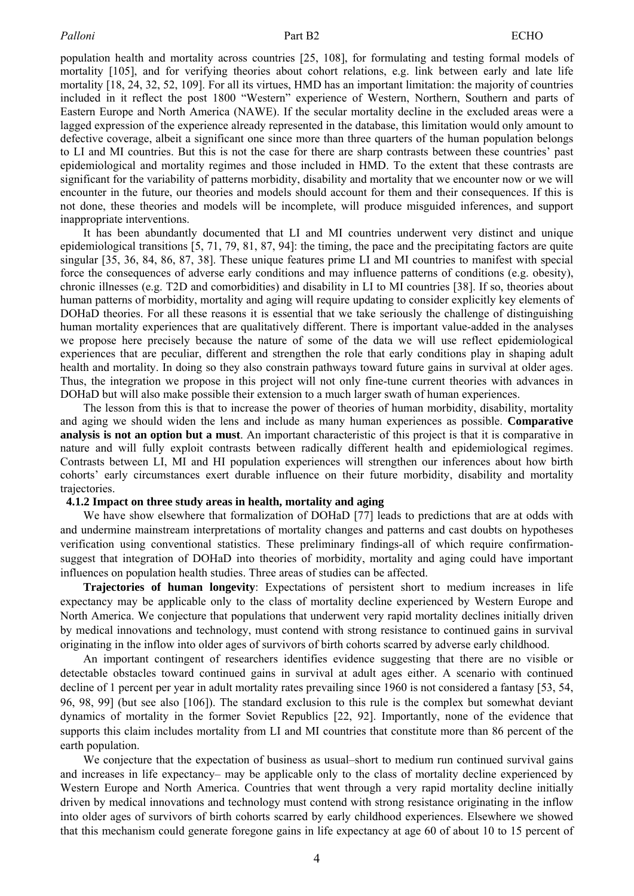population health and mortality across countries [25, 108], for formulating and testing formal models of mortality [105], and for verifying theories about cohort relations, e.g. link between early and late life mortality [18, 24, 32, 52, 109]. For all its virtues, HMD has an important limitation: the majority of countries included in it reflect the post 1800 "Western" experience of Western, Northern, Southern and parts of Eastern Europe and North America (NAWE). If the secular mortality decline in the excluded areas were a lagged expression of the experience already represented in the database, this limitation would only amount to defective coverage, albeit a significant one since more than three quarters of the human population belongs to LI and MI countries. But this is not the case for there are sharp contrasts between these countries' past epidemiological and mortality regimes and those included in HMD. To the extent that these contrasts are significant for the variability of patterns morbidity, disability and mortality that we encounter now or we will encounter in the future, our theories and models should account for them and their consequences. If this is not done, these theories and models will be incomplete, will produce misguided inferences, and support inappropriate interventions.

It has been abundantly documented that LI and MI countries underwent very distinct and unique epidemiological transitions [5, 71, 79, 81, 87, 94]: the timing, the pace and the precipitating factors are quite singular [35, 36, 84, 86, 87, 38]. These unique features prime LI and MI countries to manifest with special force the consequences of adverse early conditions and may influence patterns of conditions (e.g. obesity), chronic illnesses (e.g. T2D and comorbidities) and disability in LI to MI countries [38]. If so, theories about human patterns of morbidity, mortality and aging will require updating to consider explicitly key elements of DOHaD theories. For all these reasons it is essential that we take seriously the challenge of distinguishing human mortality experiences that are qualitatively different. There is important value-added in the analyses we propose here precisely because the nature of some of the data we will use reflect epidemiological experiences that are peculiar, different and strengthen the role that early conditions play in shaping adult health and mortality. In doing so they also constrain pathways toward future gains in survival at older ages. Thus, the integration we propose in this project will not only fine-tune current theories with advances in DOHaD but will also make possible their extension to a much larger swath of human experiences.

The lesson from this is that to increase the power of theories of human morbidity, disability, mortality and aging we should widen the lens and include as many human experiences as possible. **Comparative analysis is not an option but a must**. An important characteristic of this project is that it is comparative in nature and will fully exploit contrasts between radically different health and epidemiological regimes. Contrasts between LI, MI and HI population experiences will strengthen our inferences about how birth cohorts' early circumstances exert durable influence on their future morbidity, disability and mortality trajectories.

#### 4.1.2 Impact on three study areas in health, mortality and aging

We have show elsewhere that formalization of DOHaD [77] leads to predictions that are at odds with and undermine mainstream interpretations of mortality changes and patterns and cast doubts on hypotheses verification using conventional statistics. These preliminary findings-all of which require confirmation-suggest that integration of DOHaD into theories of morbidity, mortality and aging could have important influences on population health studies. Three areas of studies can be affected.

**Trajectories of human longevity**: Expectations of persistent short to medium increases in life expectancy may be applicable only to the class of mortality decline experienced by Western Europe and North America. We conjecture that populations that underwent very rapid mortality declines initially driven by medical innovations and technology, must contend with strong resistance to continued gains in survival originating in the inflow into older ages of survivors of birth cohorts scarred by adverse early childhood.

An important contingent of researchers identifies evidence suggesting that there are no visible or detectable obstacles toward continued gains in survival at adult ages either. A scenario with continued decline of 1 percent per year in adult mortality rates prevailing since 1960 is not considered a fantasy [53, 54, 96, 98, 99] (but see also [106]). The standard exclusion to this rule is the complex but somewhat deviant dynamics of mortality in the former Soviet Republics [22, 92]. Importantly, none of the evidence that supports this claim includes mortality from LI and MI countries that constitute more than 86 percent of the earth population.

We conjecture that the expectation of business as usual–short to medium run continued survival gains and increases in life expectancy– may be applicable only to the class of mortality decline experienced by Western Europe and North America. Countries that went through a very rapid mortality decline initially driven by medical innovations and technology must contend with strong resistance originating in the inflow into older ages of survivors of birth cohorts scarred by early childhood experiences. Elsewhere we showed that this mechanism could generate foregone gains in life expectancy at age 60 of about 10 to 15 percent of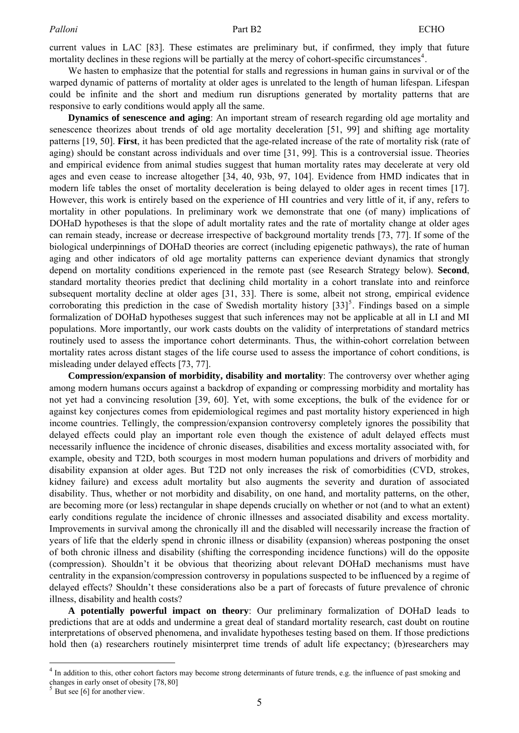current values in LAC [83]. These estimates are preliminary but, if confirmed, they imply that future mortality declines in these regions will be partially at the mercy of cohort-specific circumstances[4].

We hasten to emphasize that the potential for stalls and regressions in human gains in survival or of the warped dynamic of patterns of mortality at older ages is unrelated to the length of human lifespan. Lifespan could be infinite and the short and medium run disruptions generated by mortality patterns that are responsive to early conditions would apply all the same.

**Dynamics of senescence and aging**: An important stream of research regarding old age mortality and senescence theorizes about trends of old age mortality deceleration [51, 99] and shifting age mortality patterns [19, 50]. **First**, it has been predicted that the age-related increase of the rate of mortality risk (rate of aging) should be constant across individuals and over time [31, 99]. This is a controversial issue. Theories and empirical evidence from animal studies suggest that human mortality rates may decelerate at very old ages and even cease to increase altogether [34, 40, 93b, 97, 104]. Evidence from HMD indicates that in modern life tables the onset of mortality deceleration is being delayed to older ages in recent times [17]. However, this work is entirely based on the experience of HI countries and very little of it, if any, refers to mortality in other populations. In preliminary work we demonstrate that one (of many) implications of DOHaD hypotheses is that the slope of adult mortality rates and the rate of mortality change at older ages can remain steady, increase or decrease irrespective of background mortality trends [73, 77]. If some of the biological underpinnings of DOHaD theories are correct (including epigenetic pathways), the rate of human aging and other indicators of old age mortality patterns can experience deviant dynamics that strongly depend on mortality conditions experienced in the remote past (see Research Strategy below). **Second**, standard mortality theories predict that declining child mortality in a cohort translate into and reinforce subsequent mortality decline at older ages [31, 33]. There is some, albeit not strong, empirical evidence corroborating this prediction in the case of Swedish mortality history [33][5]. Findings based on a simple formalization of DOHaD hypotheses suggest that such inferences may not be applicable at all in LI and MI populations. More importantly, our work casts doubts on the validity of interpretations of standard metrics routinely used to assess the importance cohort determinants. Thus, the within-cohort correlation between mortality rates across distant stages of the life course used to assess the importance of cohort conditions, is misleading under delayed effects [73, 77].

**Compression/expansion of morbidity, disability and mortality**: The controversy over whether aging among modern humans occurs against a backdrop of expanding or compressing morbidity and mortality has not yet had a convincing resolution [39, 60]. Yet, with some exceptions, the bulk of the evidence for or against key conjectures comes from epidemiological regimes and past mortality history experienced in high income countries. Tellingly, the compression/expansion controversy completely ignores the possibility that delayed effects could play an important role even though the existence of adult delayed effects must necessarily influence the incidence of chronic diseases, disabilities and excess mortality associated with, for example, obesity and T2D, both scourges in most modern human populations and drivers of morbidity and disability expansion at older ages. But T2D not only increases the risk of comorbidities (CVD, strokes, kidney failure) and excess adult mortality but also augments the severity and duration of associated disability. Thus, whether or not morbidity and disability, on one hand, and mortality patterns, on the other, are becoming more (or less) rectangular in shape depends crucially on whether or not (and to what an extent) early conditions regulate the incidence of chronic illnesses and associated disability and excess mortality. Improvements in survival among the chronically ill and the disabled will necessarily increase the fraction of years of life that the elderly spend in chronic illness or disability (expansion) whereas postponing the onset of both chronic illness and disability (shifting the corresponding incidence functions) will do the opposite (compression). Shouldn't it be obvious that theorizing about relevant DOHaD mechanisms must have centrality in the expansion/compression controversy in populations suspected to be influenced by a regime of delayed effects? Shouldn't these considerations also be a part of forecasts of future prevalence of chronic illness, disability and health costs?

**A potentially powerful impact on theory**: Our preliminary formalization of DOHaD leads to predictions that are at odds and undermine a great deal of standard mortality research, cast doubt on routine interpretations of observed phenomena, and invalidate hypotheses testing based on them. If those predictions hold then (a) researchers routinely misinterpret time trends of adult life expectancy; (b)researchers may

[4] In addition to this, other cohort factors may become strong determinants of future trends, e.g. the influence of past smoking and changes in early onset of obesity [78, 80]

[5] But see [6] for another view.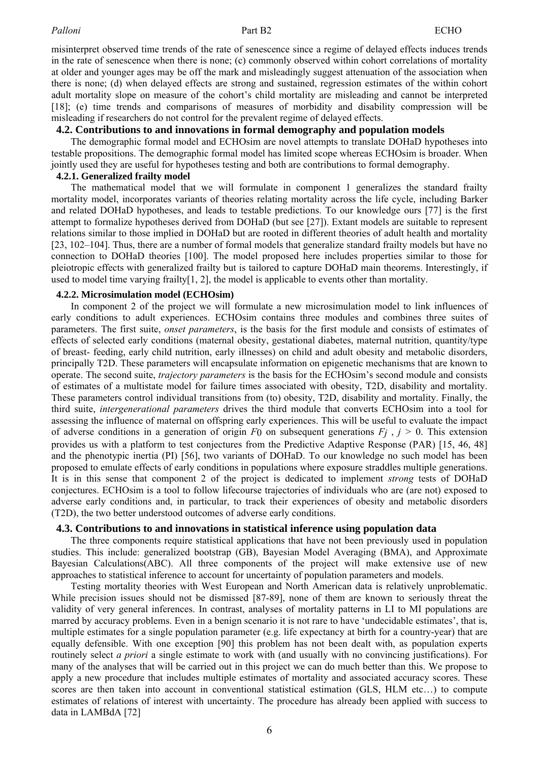misinterpret observed time trends of the rate of senescence since a regime of delayed effects induces trends in the rate of senescence when there is none; (c) commonly observed within cohort correlations of mortality at older and younger ages may be off the mark and misleadingly suggest attenuation of the association when there is none; (d) when delayed effects are strong and sustained, regression estimates of the within cohort adult mortality slope on measure of the cohort's child mortality are misleading and cannot be interpreted [18]; (e) time trends and comparisons of measures of morbidity and disability compression will be misleading if researchers do not control for the prevalent regime of delayed effects.

## 4.2. Contributions to and innovations in formal demography and population models

The demographic formal model and ECHOsim are novel attempts to translate DOHaD hypotheses into testable propositions. The demographic formal model has limited scope whereas ECHOsim is broader. When jointly used they are useful for hypotheses testing and both are contributions to formal demography.

### 4.2.1. Generalized frailty model

The mathematical model that we will formulate in component 1 generalizes the standard frailty mortality model, incorporates variants of theories relating mortality across the life cycle, including Barker and related DOHaD hypotheses, and leads to testable predictions. To our knowledge ours [77] is the first attempt to formalize hypotheses derived from DOHaD (but see [27]). Extant models are suitable to represent relations similar to those implied in DOHaD but are rooted in different theories of adult health and mortality [23, 102–104]. Thus, there are a number of formal models that generalize standard frailty models but have no connection to DOHaD theories [100]. The model proposed here includes properties similar to those for pleiotropic effects with generalized frailty but is tailored to capture DOHaD main theorems. Interestingly, if used to model time varying frailty[1, 2], the model is applicable to events other than mortality.

### 4.2.2. Microsimulation model (ECHOsim)

In component 2 of the project we will formulate a new microsimulation model to link influences of early conditions to adult experiences. ECHOsim contains three modules and combines three suites of parameters. The first suite, *onset parameters*, is the basis for the first module and consists of estimates of effects of selected early conditions (maternal obesity, gestational diabetes, maternal nutrition, quantity/type of breast- feeding, early child nutrition, early illnesses) on child and adult obesity and metabolic disorders, principally T2D. These parameters will encapsulate information on epigenetic mechanisms that are known to operate. The second suite, *trajectory parameters* is the basis for the ECHOsim's second module and consists of estimates of a multistate model for failure times associated with obesity, T2D, disability and mortality. These parameters control individual transitions from (to) obesity, T2D, disability and mortality. Finally, the third suite, *intergenerational parameters* drives the third module that converts ECHOsim into a tool for assessing the influence of maternal on offspring early experiences. This will be useful to evaluate the impact of adverse conditions in a generation of origin $F_0$ on subsequent generations $F_j$ , $j > 0$. This extension provides us with a platform to test conjectures from the Predictive Adaptive Response (PAR) [15, 46, 48] and the phenotypic inertia (PI) [56], two variants of DOHaD. To our knowledge no such model has been proposed to emulate effects of early conditions in populations where exposure straddles multiple generations. It is in this sense that component 2 of the project is dedicated to implement *strong* tests of DOHaD conjectures. ECHOsim is a tool to follow lifecourse trajectories of individuals who are (are not) exposed to adverse early conditions and, in particular, to track their experiences of obesity and metabolic disorders (T2D), the two better understood outcomes of adverse early conditions.

## 4.3. Contributions to and innovations in statistical inference using population data

The three components require statistical applications that have not been previously used in population studies. This include: generalized bootstrap (GB), Bayesian Model Averaging (BMA), and Approximate Bayesian Calculations(ABC). All three components of the project will make extensive use of new approaches to statistical inference to account for uncertainty of population parameters and models.

Testing mortality theories with West European and North American data is relatively unproblematic. While precision issues should not be dismissed [87-89], none of them are known to seriously threat the validity of very general inferences. In contrast, analyses of mortality patterns in LI to MI populations are marred by accuracy problems. Even in a benign scenario it is not rare to have 'undecidable estimates', that is, multiple estimates for a single population parameter (e.g. life expectancy at birth for a country-year) that are equally defensible. With one exception [90] this problem has not been dealt with, as population experts routinely select *a priori* a single estimate to work with (and usually with no convincing justifications). For many of the analyses that will be carried out in this project we can do much better than this. We propose to apply a new procedure that includes multiple estimates of mortality and associated accuracy scores. These scores are then taken into account in conventional statistical estimation (GLS, HLM etc…) to compute estimates of relations of interest with uncertainty. The procedure has already been applied with success to data in LAMBdA [72]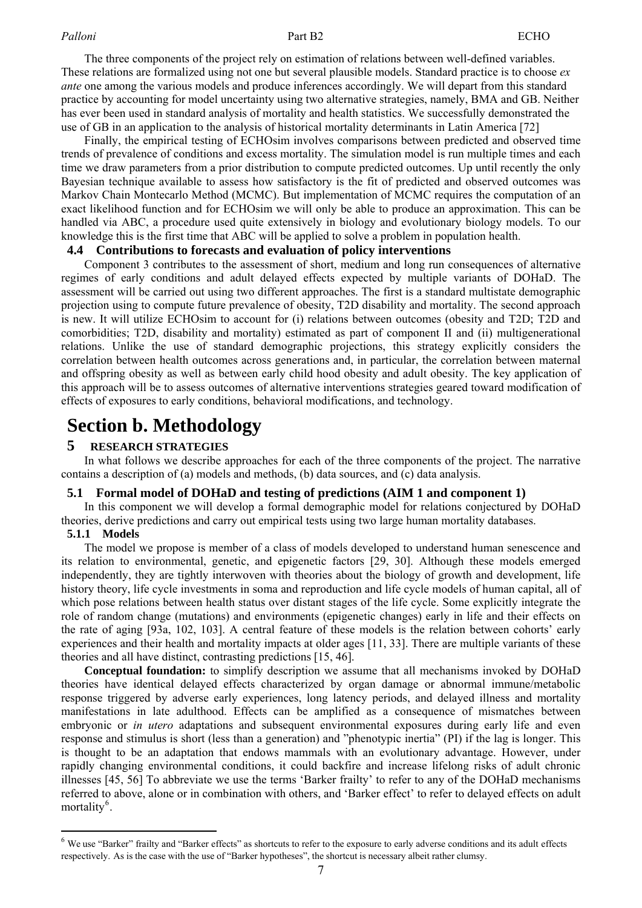The three components of the project rely on estimation of relations between well-defined variables. These relations are formalized using not one but several plausible models. Standard practice is to choose *ex ante* one among the various models and produce inferences accordingly. We will depart from this standard practice by accounting for model uncertainty using two alternative strategies, namely, BMA and GB. Neither has ever been used in standard analysis of mortality and health statistics. We successfully demonstrated the use of GB in an application to the analysis of historical mortality determinants in Latin America [72]

Finally, the empirical testing of ECHOsim involves comparisons between predicted and observed time trends of prevalence of conditions and excess mortality. The simulation model is run multiple times and each time we draw parameters from a prior distribution to compute predicted outcomes. Up until recently the only Bayesian technique available to assess how satisfactory is the fit of predicted and observed outcomes was Markov Chain Montecarlo Method (MCMC). But implementation of MCMC requires the computation of an exact likelihood function and for ECHOsim we will only be able to produce an approximation. This can be handled via ABC, a procedure used quite extensively in biology and evolutionary biology models. To our knowledge this is the first time that ABC will be applied to solve a problem in population health.

### 4.4 Contributions to forecasts and evaluation of policy interventions

Component 3 contributes to the assessment of short, medium and long run consequences of alternative regimes of early conditions and adult delayed effects expected by multiple variants of DOHaD. The assessment will be carried out using two different approaches. The first is a standard multistate demographic projection using to compute future prevalence of obesity, T2D disability and mortality. The second approach is new. It will utilize ECHOsim to account for (i) relations between outcomes (obesity and T2D; T2D and comorbidities; T2D, disability and mortality) estimated as part of component II and (ii) multigenerational relations. Unlike the use of standard demographic projections, this strategy explicitly considers the correlation between health outcomes across generations and, in particular, the correlation between maternal and offspring obesity as well as between early child hood obesity and adult obesity. The key application of this approach will be to assess outcomes of alternative interventions strategies geared toward modification of effects of exposures to early conditions, behavioral modifications, and technology.

# Section b. Methodology

## 5 RESEARCH STRATEGIES

In what follows we describe approaches for each of the three components of the project. The narrative contains a description of (a) models and methods, (b) data sources, and (c) data analysis.

### 5.1 Formal model of DOHaD and testing of predictions (AIM 1 and component 1)

In this component we will develop a formal demographic model for relations conjectured by DOHaD theories, derive predictions and carry out empirical tests using two large human mortality databases.

#### 5.1.1 Models

The model we propose is member of a class of models developed to understand human senescence and its relation to environmental, genetic, and epigenetic factors [29, 30]. Although these models emerged independently, they are tightly interwoven with theories about the biology of growth and development, life history theory, life cycle investments in soma and reproduction and life cycle models of human capital, all of which pose relations between health status over distant stages of the life cycle. Some explicitly integrate the role of random change (mutations) and environments (epigenetic changes) early in life and their effects on the rate of aging [93a, 102, 103]. A central feature of these models is the relation between cohorts' early experiences and their health and mortality impacts at older ages [11, 33]. There are multiple variants of these theories and all have distinct, contrasting predictions [15, 46].

**Conceptual foundation:** to simplify description we assume that all mechanisms invoked by DOHaD theories have identical delayed effects characterized by organ damage or abnormal immune/metabolic response triggered by adverse early experiences, long latency periods, and delayed illness and mortality manifestations in late adulthood. Effects can be amplified as a consequence of mismatches between embryonic or *in utero* adaptations and subsequent environmental exposures during early life and even response and stimulus is short (less than a generation) and "phenotypic inertia" (PI) if the lag is longer. This is thought to be an adaptation that endows mammals with an evolutionary advantage. However, under rapidly changing environmental conditions, it could backfire and increase lifelong risks of adult chronic illnesses [45, 56] To abbreviate we use the terms 'Barker frailty' to refer to any of the DOHaD mechanisms referred to above, alone or in combination with others, and 'Barker effect' to refer to delayed effects on adult mortality[6].

---

[6] We use "Barker" frailty and "Barker effects" as shortcuts to refer to the exposure to early adverse conditions and its adult effects respectively. As is the case with the use of "Barker hypotheses", the shortcut is necessary albeit rather clumsy.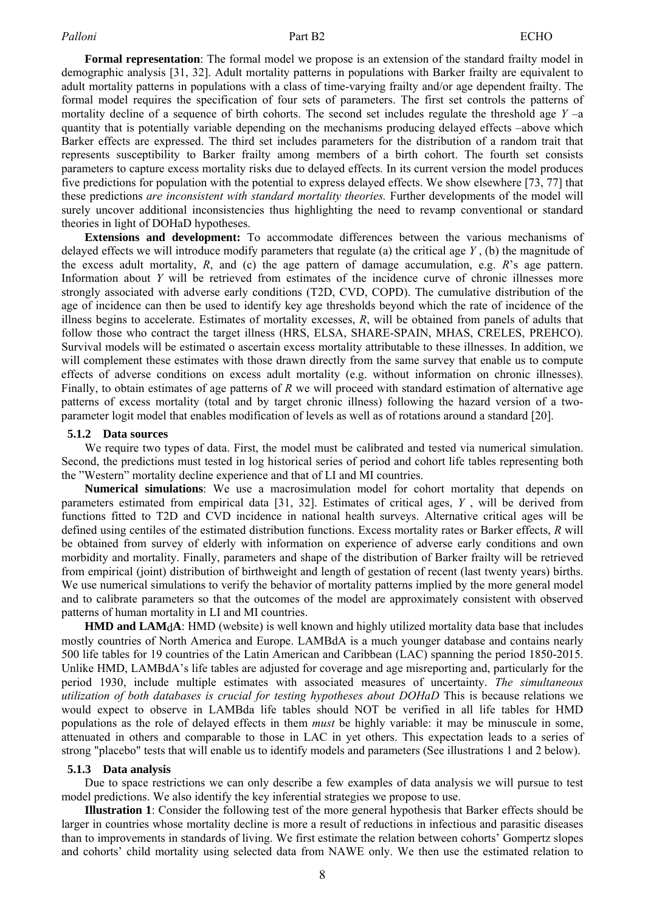**Formal representation**: The formal model we propose is an extension of the standard frailty model in demographic analysis [31, 32]. Adult mortality patterns in populations with Barker frailty are equivalent to adult mortality patterns in populations with a class of time-varying frailty and/or age dependent frailty. The formal model requires the specification of four sets of parameters. The first set controls the patterns of mortality decline of a sequence of birth cohorts. The second set includes regulate the threshold age $Y$ –a quantity that is potentially variable depending on the mechanisms producing delayed effects –above which Barker effects are expressed. The third set includes parameters for the distribution of a random trait that represents susceptibility to Barker frailty among members of a birth cohort. The fourth set consists parameters to capture excess mortality risks due to delayed effects. In its current version the model produces five predictions for population with the potential to express delayed effects. We show elsewhere [73, 77] that these predictions *are inconsistent with standard mortality theories.* Further developments of the model will surely uncover additional inconsistencies thus highlighting the need to revamp conventional or standard theories in light of DOHaD hypotheses.

**Extensions and development:** To accommodate differences between the various mechanisms of delayed effects we will introduce modify parameters that regulate (a) the critical age $Y$, (b) the magnitude of the excess adult mortality, $R$, and (c) the age pattern of damage accumulation, e.g. $R$'s age pattern. Information about $Y$ will be retrieved from estimates of the incidence curve of chronic illnesses more strongly associated with adverse early conditions (T2D, CVD, COPD). The cumulative distribution of the age of incidence can then be used to identify key age thresholds beyond which the rate of incidence of the illness begins to accelerate. Estimates of mortality excesses, $R$, will be obtained from panels of adults that follow those who contract the target illness (HRS, ELSA, SHARE-SPAIN, MHAS, CRELES, PREHCO). Survival models will be estimated o ascertain excess mortality attributable to these illnesses. In addition, we will complement these estimates with those drawn directly from the same survey that enable us to compute effects of adverse conditions on excess adult mortality (e.g. without information on chronic illnesses). Finally, to obtain estimates of age patterns of $R$ we will proceed with standard estimation of alternative age patterns of excess mortality (total and by target chronic illness) following the hazard version of a two-parameter logit model that enables modification of levels as well as of rotations around a standard [20].

### 5.1.2 Data sources

We require two types of data. First, the model must be calibrated and tested via numerical simulation. Second, the predictions must tested in log historical series of period and cohort life tables representing both the "Western" mortality decline experience and that of LI and MI countries.

**Numerical simulations**: We use a macrosimulation model for cohort mortality that depends on parameters estimated from empirical data [31, 32]. Estimates of critical ages, $Y$, will be derived from functions fitted to T2D and CVD incidence in national health surveys. Alternative critical ages will be defined using centiles of the estimated distribution functions. Excess mortality rates or Barker effects, $R$ will be obtained from survey of elderly with information on experience of adverse early conditions and own morbidity and mortality. Finally, parameters and shape of the distribution of Barker frailty will be retrieved from empirical (joint) distribution of birthweight and length of gestation of recent (last twenty years) births. We use numerical simulations to verify the behavior of mortality patterns implied by the more general model and to calibrate parameters so that the outcomes of the model are approximately consistent with observed patterns of human mortality in LI and MI countries.

**HMD and LAMdA**: HMD (website) is well known and highly utilized mortality data base that includes mostly countries of North America and Europe. LAMBdA is a much younger database and contains nearly 500 life tables for 19 countries of the Latin American and Caribbean (LAC) spanning the period 1850-2015. Unlike HMD, LAMBdA's life tables are adjusted for coverage and age misreporting and, particularly for the period 1930, include multiple estimates with associated measures of uncertainty. *The simultaneous utilization of both databases is crucial for testing hypotheses about DOHaD* This is because relations we would expect to observe in LAMBda life tables should NOT be verified in all life tables for HMD populations as the role of delayed effects in them *must* be highly variable: it may be minuscule in some, attenuated in others and comparable to those in LAC in yet others. This expectation leads to a series of strong "placebo" tests that will enable us to identify models and parameters (See illustrations 1 and 2 below).

### 5.1.3 Data analysis

Due to space restrictions we can only describe a few examples of data analysis we will pursue to test model predictions. We also identify the key inferential strategies we propose to use.

**Illustration 1**: Consider the following test of the more general hypothesis that Barker effects should be larger in countries whose mortality decline is more a result of reductions in infectious and parasitic diseases than to improvements in standards of living. We first estimate the relation between cohorts' Gompertz slopes and cohorts' child mortality using selected data from NAWE only. We then use the estimated relation to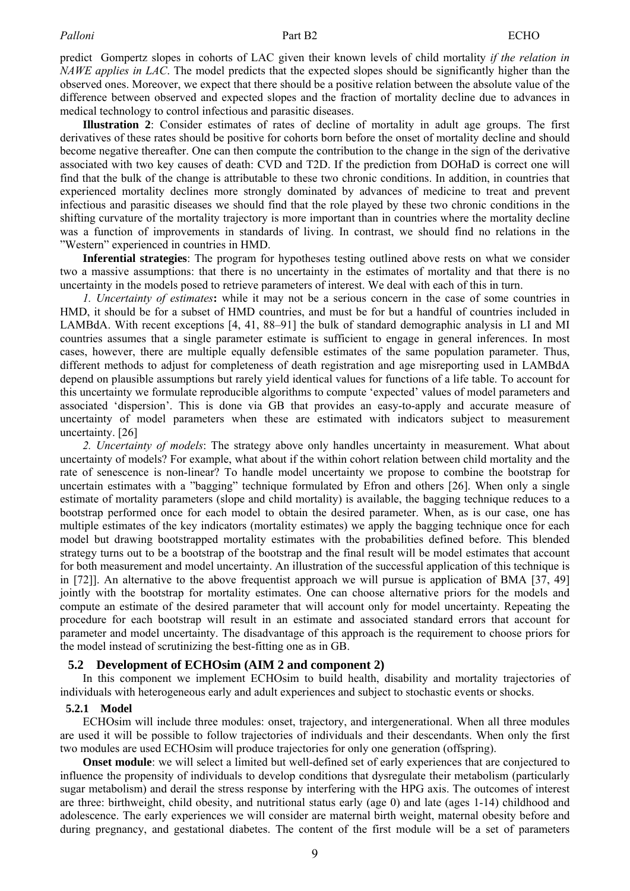predict Gompertz slopes in cohorts of LAC given their known levels of child mortality *if the relation in NAWE applies in LAC*. The model predicts that the expected slopes should be significantly higher than the observed ones. Moreover, we expect that there should be a positive relation between the absolute value of the difference between observed and expected slopes and the fraction of mortality decline due to advances in medical technology to control infectious and parasitic diseases.

**Illustration 2**: Consider estimates of rates of decline of mortality in adult age groups. The first derivatives of these rates should be positive for cohorts born before the onset of mortality decline and should become negative thereafter. One can then compute the contribution to the change in the sign of the derivative associated with two key causes of death: CVD and T2D. If the prediction from DOHaD is correct one will find that the bulk of the change is attributable to these two chronic conditions. In addition, in countries that experienced mortality declines more strongly dominated by advances of medicine to treat and prevent infectious and parasitic diseases we should find that the role played by these two chronic conditions in the shifting curvature of the mortality trajectory is more important than in countries where the mortality decline was a function of improvements in standards of living. In contrast, we should find no relations in the "Western" experienced in countries in HMD.

**Inferential strategies**: The program for hypotheses testing outlined above rests on what we consider two a massive assumptions: that there is no uncertainty in the estimates of mortality and that there is no uncertainty in the models posed to retrieve parameters of interest. We deal with each of this in turn.

*1. Uncertainty of estimates***:** while it may not be a serious concern in the case of some countries in HMD, it should be for a subset of HMD countries, and must be for but a handful of countries included in LAMBdA. With recent exceptions [4, 41, 88–91] the bulk of standard demographic analysis in LI and MI countries assumes that a single parameter estimate is sufficient to engage in general inferences. In most cases, however, there are multiple equally defensible estimates of the same population parameter. Thus, different methods to adjust for completeness of death registration and age misreporting used in LAMBdA depend on plausible assumptions but rarely yield identical values for functions of a life table. To account for this uncertainty we formulate reproducible algorithms to compute 'expected' values of model parameters and associated 'dispersion'. This is done via GB that provides an easy-to-apply and accurate measure of uncertainty of model parameters when these are estimated with indicators subject to measurement uncertainty. [26]

*2. Uncertainty of models*: The strategy above only handles uncertainty in measurement. What about uncertainty of models? For example, what about if the within cohort relation between child mortality and the rate of senescence is non-linear? To handle model uncertainty we propose to combine the bootstrap for uncertain estimates with a "bagging" technique formulated by Efron and others [26]. When only a single estimate of mortality parameters (slope and child mortality) is available, the bagging technique reduces to a bootstrap performed once for each model to obtain the desired parameter. When, as is our case, one has multiple estimates of the key indicators (mortality estimates) we apply the bagging technique once for each model but drawing bootstrapped mortality estimates with the probabilities defined before. This blended strategy turns out to be a bootstrap of the bootstrap and the final result will be model estimates that account for both measurement and model uncertainty. An illustration of the successful application of this technique is in [72]]. An alternative to the above frequentist approach we will pursue is application of BMA [37, 49] jointly with the bootstrap for mortality estimates. One can choose alternative priors for the models and compute an estimate of the desired parameter that will account only for model uncertainty. Repeating the procedure for each bootstrap will result in an estimate and associated standard errors that account for parameter and model uncertainty. The disadvantage of this approach is the requirement to choose priors for the model instead of scrutinizing the best-fitting one as in GB.

## 5.2 Development of ECHOsim (AIM 2 and component 2)

In this component we implement ECHOsim to build health, disability and mortality trajectories of individuals with heterogeneous early and adult experiences and subject to stochastic events or shocks.

### 5.2.1 Model

ECHOsim will include three modules: onset, trajectory, and intergenerational. When all three modules are used it will be possible to follow trajectories of individuals and their descendants. When only the first two modules are used ECHOsim will produce trajectories for only one generation (offspring).

**Onset module**: we will select a limited but well-defined set of early experiences that are conjectured to influence the propensity of individuals to develop conditions that dysregulate their metabolism (particularly sugar metabolism) and derail the stress response by interfering with the HPG axis. The outcomes of interest are three: birthweight, child obesity, and nutritional status early (age 0) and late (ages 1-14) childhood and adolescence. The early experiences we will consider are maternal birth weight, maternal obesity before and during pregnancy, and gestational diabetes. The content of the first module will be a set of parameters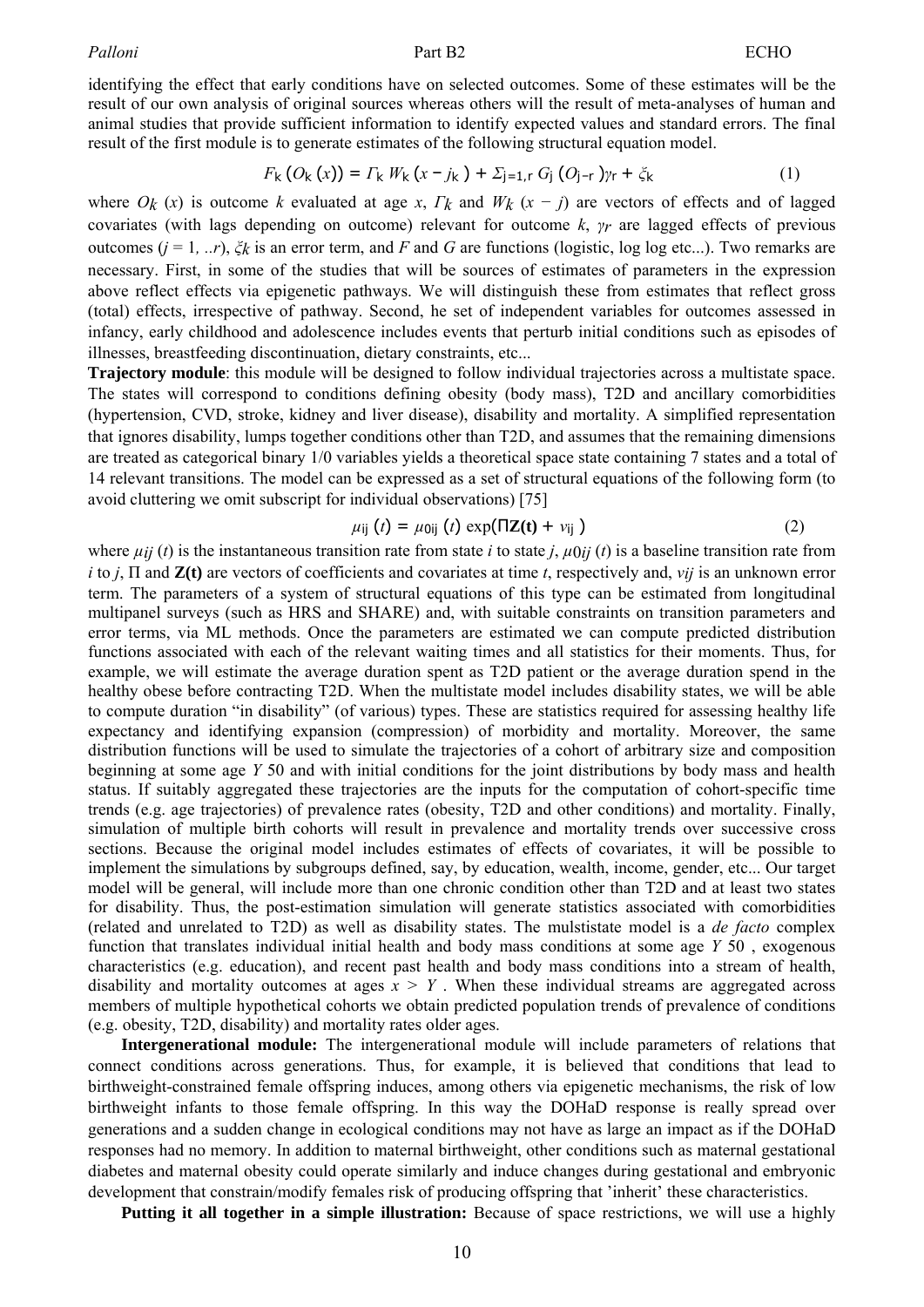identifying the effect that early conditions have on selected outcomes. Some of these estimates will be the result of our own analysis of original sources whereas others will the result of meta-analyses of human and animal studies that provide sufficient information to identify expected values and standard errors. The final result of the first module is to generate estimates of the following structural equation model.

$$F_k\,(O_k\,(x)) = \Gamma_k\, W_k\,(x - j_k\,) + \Sigma_{j=1,r}\, G_j\,(O_{j-r}\,)\gamma_r + \xi_k \tag{1}$$

where $O_k\,(x)$ is outcome $k$ evaluated at age $x$, $\Gamma_k$ and $W_k\,(x - j)$ are vectors of effects and of lagged covariates (with lags depending on outcome) relevant for outcome $k$, $\gamma_r$ are lagged effects of previous outcomes ($j = 1, ..r$), $\xi_k$ is an error term, and $F$ and $G$ are functions (logistic, log log etc...). Two remarks are necessary. First, in some of the studies that will be sources of estimates of parameters in the expression above reflect effects via epigenetic pathways. We will distinguish these from estimates that reflect gross (total) effects, irrespective of pathway. Second, he set of independent variables for outcomes assessed in infancy, early childhood and adolescence includes events that perturb initial conditions such as episodes of illnesses, breastfeeding discontinuation, dietary constraints, etc...

**Trajectory module**: this module will be designed to follow individual trajectories across a multistate space. The states will correspond to conditions defining obesity (body mass), T2D and ancillary comorbidities (hypertension, CVD, stroke, kidney and liver disease), disability and mortality. A simplified representation that ignores disability, lumps together conditions other than T2D, and assumes that the remaining dimensions are treated as categorical binary 1/0 variables yields a theoretical space state containing 7 states and a total of 14 relevant transitions. The model can be expressed as a set of structural equations of the following form (to avoid cluttering we omit subscript for individual observations) [75]

$$\mu_{ij}\,(t) = \mu_{0ij}\,(t)\,\exp(\Pi\mathbf{Z(t)} + v_{ij}\,) \tag{2}$$

where $\mu_{ij}\,(t)$ is the instantaneous transition rate from state $i$ to state $j$, $\mu_{0ij}\,(t)$ is a baseline transition rate from $i$ to $j$, $\Pi$ and $\mathbf{Z(t)}$ are vectors of coefficients and covariates at time $t$, respectively and, $v_{ij}$ is an unknown error term. The parameters of a system of structural equations of this type can be estimated from longitudinal multipanel surveys (such as HRS and SHARE) and, with suitable constraints on transition parameters and error terms, via ML methods. Once the parameters are estimated we can compute predicted distribution functions associated with each of the relevant waiting times and all statistics for their moments. Thus, for example, we will estimate the average duration spent as T2D patient or the average duration spend in the healthy obese before contracting T2D. When the multistate model includes disability states, we will be able to compute duration "in disability" (of various) types. These are statistics required for assessing healthy life expectancy and identifying expansion (compression) of morbidity and mortality. Moreover, the same distribution functions will be used to simulate the trajectories of a cohort of arbitrary size and composition beginning at some age $Y$ 50 and with initial conditions for the joint distributions by body mass and health status. If suitably aggregated these trajectories are the inputs for the computation of cohort-specific time trends (e.g. age trajectories) of prevalence rates (obesity, T2D and other conditions) and mortality. Finally, simulation of multiple birth cohorts will result in prevalence and mortality trends over successive cross sections. Because the original model includes estimates of effects of covariates, it will be possible to implement the simulations by subgroups defined, say, by education, wealth, income, gender, etc... Our target model will be general, will include more than one chronic condition other than T2D and at least two states for disability. Thus, the post-estimation simulation will generate statistics associated with comorbidities (related and unrelated to T2D) as well as disability states. The mulststate model is a *de facto* complex function that translates individual initial health and body mass conditions at some age $Y$ 50 , exogenous characteristics (e.g. education), and recent past health and body mass conditions into a stream of health, disability and mortality outcomes at ages $x > Y$ . When these individual streams are aggregated across members of multiple hypothetical cohorts we obtain predicted population trends of prevalence of conditions (e.g. obesity, T2D, disability) and mortality rates older ages.

**Intergenerational module:** The intergenerational module will include parameters of relations that connect conditions across generations. Thus, for example, it is believed that conditions that lead to birthweight-constrained female offspring induces, among others via epigenetic mechanisms, the risk of low birthweight infants to those female offspring. In this way the DOHaD response is really spread over generations and a sudden change in ecological conditions may not have as large an impact as if the DOHaD responses had no memory. In addition to maternal birthweight, other conditions such as maternal gestational diabetes and maternal obesity could operate similarly and induce changes during gestational and embryonic development that constrain/modify females risk of producing offspring that 'inherit' these characteristics.

**Putting it all together in a simple illustration:** Because of space restrictions, we will use a highly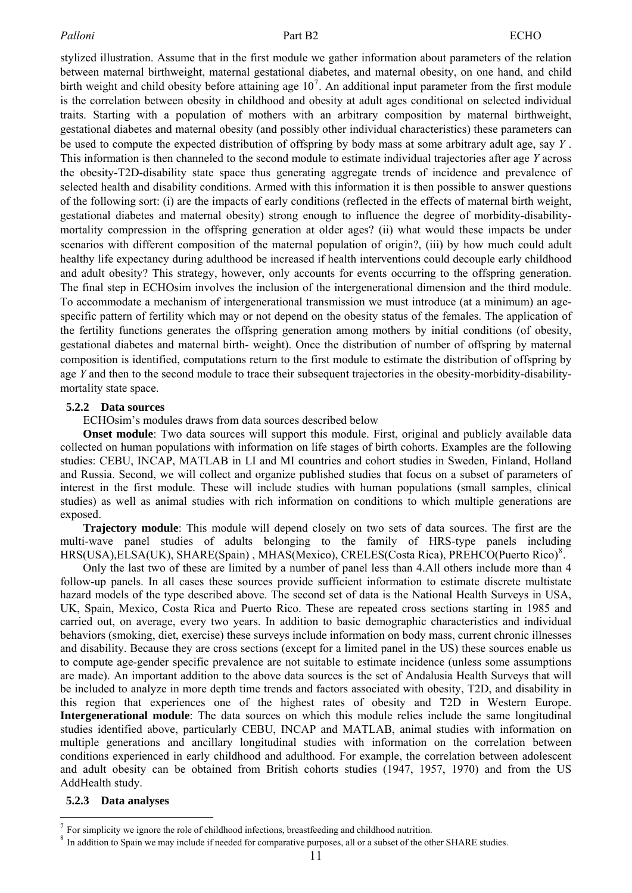stylized illustration. Assume that in the first module we gather information about parameters of the relation between maternal birthweight, maternal gestational diabetes, and maternal obesity, on one hand, and child birth weight and child obesity before attaining age 10[7]. An additional input parameter from the first module is the correlation between obesity in childhood and obesity at adult ages conditional on selected individual traits. Starting with a population of mothers with an arbitrary composition by maternal birthweight, gestational diabetes and maternal obesity (and possibly other individual characteristics) these parameters can be used to compute the expected distribution of offspring by body mass at some arbitrary adult age, say $Y$. This information is then channeled to the second module to estimate individual trajectories after age $Y$ across the obesity-T2D-disability state space thus generating aggregate trends of incidence and prevalence of selected health and disability conditions. Armed with this information it is then possible to answer questions of the following sort: (i) are the impacts of early conditions (reflected in the effects of maternal birth weight, gestational diabetes and maternal obesity) strong enough to influence the degree of morbidity-disability-mortality compression in the offspring generation at older ages? (ii) what would these impacts be under scenarios with different composition of the maternal population of origin?, (iii) by how much could adult healthy life expectancy during adulthood be increased if health interventions could decouple early childhood and adult obesity? This strategy, however, only accounts for events occurring to the offspring generation. The final step in ECHOsim involves the inclusion of the intergenerational dimension and the third module. To accommodate a mechanism of intergenerational transmission we must introduce (at a minimum) an age-specific pattern of fertility which may or not depend on the obesity status of the females. The application of the fertility functions generates the offspring generation among mothers by initial conditions (of obesity, gestational diabetes and maternal birth- weight). Once the distribution of number of offspring by maternal composition is identified, computations return to the first module to estimate the distribution of offspring by age $Y$ and then to the second module to trace their subsequent trajectories in the obesity-morbidity-disability-mortality state space.

### 5.2.2 Data sources

ECHOsim's modules draws from data sources described below

**Onset module**: Two data sources will support this module. First, original and publicly available data collected on human populations with information on life stages of birth cohorts. Examples are the following studies: CEBU, INCAP, MATLAB in LI and MI countries and cohort studies in Sweden, Finland, Holland and Russia. Second, we will collect and organize published studies that focus on a subset of parameters of interest in the first module. These will include studies with human populations (small samples, clinical studies) as well as animal studies with rich information on conditions to which multiple generations are exposed.

**Trajectory module**: This module will depend closely on two sets of data sources. The first are the multi-wave panel studies of adults belonging to the family of HRS-type panels including HRS(USA),ELSA(UK), SHARE(Spain) , MHAS(Mexico), CRELES(Costa Rica), PREHCO(Puerto Rico)[8].

Only the last two of these are limited by a number of panel less than 4.All others include more than 4 follow-up panels. In all cases these sources provide sufficient information to estimate discrete multistate hazard models of the type described above. The second set of data is the National Health Surveys in USA, UK, Spain, Mexico, Costa Rica and Puerto Rico. These are repeated cross sections starting in 1985 and carried out, on average, every two years. In addition to basic demographic characteristics and individual behaviors (smoking, diet, exercise) these surveys include information on body mass, current chronic illnesses and disability. Because they are cross sections (except for a limited panel in the US) these sources enable us to compute age-gender specific prevalence are not suitable to estimate incidence (unless some assumptions are made). An important addition to the above data sources is the set of Andalusia Health Surveys that will be included to analyze in more depth time trends and factors associated with obesity, T2D, and disability in this region that experiences one of the highest rates of obesity and T2D in Western Europe. **Intergenerational module**: The data sources on which this module relies include the same longitudinal studies identified above, particularly CEBU, INCAP and MATLAB, animal studies with information on multiple generations and ancillary longitudinal studies with information on the correlation between conditions experienced in early childhood and adulthood. For example, the correlation between adolescent and adult obesity can be obtained from British cohorts studies (1947, 1957, 1970) and from the US AddHealth study.

### 5.2.3 Data analyses

[7] For simplicity we ignore the role of childhood infections, breastfeeding and childhood nutrition.

[8] In addition to Spain we may include if needed for comparative purposes, all or a subset of the other SHARE studies.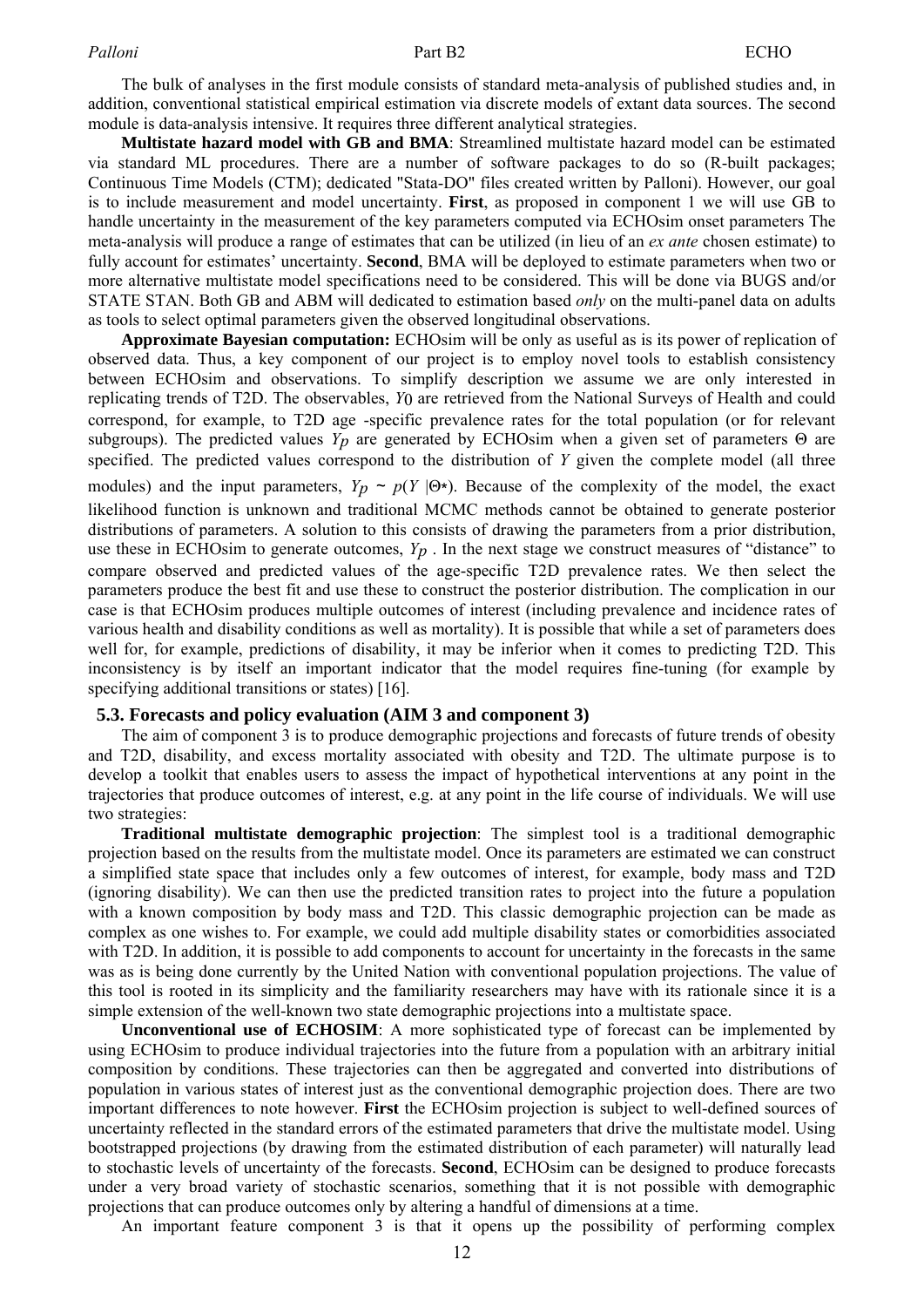The bulk of analyses in the first module consists of standard meta-analysis of published studies and, in addition, conventional statistical empirical estimation via discrete models of extant data sources. The second module is data-analysis intensive. It requires three different analytical strategies.

**Multistate hazard model with GB and BMA**: Streamlined multistate hazard model can be estimated via standard ML procedures. There are a number of software packages to do so (R-built packages; Continuous Time Models (CTM); dedicated "Stata-DO" files created written by Palloni). However, our goal is to include measurement and model uncertainty. **First**, as proposed in component 1 we will use GB to handle uncertainty in the measurement of the key parameters computed via ECHOsim onset parameters The meta-analysis will produce a range of estimates that can be utilized (in lieu of an *ex ante* chosen estimate) to fully account for estimates' uncertainty. **Second**, BMA will be deployed to estimate parameters when two or more alternative multistate model specifications need to be considered. This will be done via BUGS and/or STATE STAN. Both GB and ABM will dedicated to estimation based *only* on the multi-panel data on adults as tools to select optimal parameters given the observed longitudinal observations.

**Approximate Bayesian computation:** ECHOsim will be only as useful as is its power of replication of observed data. Thus, a key component of our project is to employ novel tools to establish consistency between ECHOsim and observations. To simplify description we assume we are only interested in replicating trends of T2D. The observables, $Y()$ are retrieved from the National Surveys of Health and could correspond, for example, to T2D age -specific prevalence rates for the total population (or for relevant subgroups). The predicted values $Y_p$ are generated by ECHOsim when a given set of parameters $\Theta$ are specified. The predicted values correspond to the distribution of $Y$ given the complete model (all three modules) and the input parameters, $Y_p \sim p(Y \mid \Theta*)$. Because of the complexity of the model, the exact likelihood function is unknown and traditional MCMC methods cannot be obtained to generate posterior distributions of parameters. A solution to this consists of drawing the parameters from a prior distribution, use these in ECHOsim to generate outcomes, $Y_p$ . In the next stage we construct measures of "distance" to compare observed and predicted values of the age-specific T2D prevalence rates. We then select the parameters produce the best fit and use these to construct the posterior distribution. The complication in our case is that ECHOsim produces multiple outcomes of interest (including prevalence and incidence rates of various health and disability conditions as well as mortality). It is possible that while a set of parameters does well for, for example, predictions of disability, it may be inferior when it comes to predicting T2D. This inconsistency is by itself an important indicator that the model requires fine-tuning (for example by specifying additional transitions or states) [16].

## 5.3. Forecasts and policy evaluation (AIM 3 and component 3)

The aim of component 3 is to produce demographic projections and forecasts of future trends of obesity and T2D, disability, and excess mortality associated with obesity and T2D. The ultimate purpose is to develop a toolkit that enables users to assess the impact of hypothetical interventions at any point in the trajectories that produce outcomes of interest, e.g. at any point in the life course of individuals. We will use two strategies:

**Traditional multistate demographic projection**: The simplest tool is a traditional demographic projection based on the results from the multistate model. Once its parameters are estimated we can construct a simplified state space that includes only a few outcomes of interest, for example, body mass and T2D (ignoring disability). We can then use the predicted transition rates to project into the future a population with a known composition by body mass and T2D. This classic demographic projection can be made as complex as one wishes to. For example, we could add multiple disability states or comorbidities associated with T2D. In addition, it is possible to add components to account for uncertainty in the forecasts in the same was as is being done currently by the United Nation with conventional population projections. The value of this tool is rooted in its simplicity and the familiarity researchers may have with its rationale since it is a simple extension of the well-known two state demographic projections into a multistate space.

**Unconventional use of ECHOSIM**: A more sophisticated type of forecast can be implemented by using ECHOsim to produce individual trajectories into the future from a population with an arbitrary initial composition by conditions. These trajectories can then be aggregated and converted into distributions of population in various states of interest just as the conventional demographic projection does. There are two important differences to note however. **First** the ECHOsim projection is subject to well-defined sources of uncertainty reflected in the standard errors of the estimated parameters that drive the multistate model. Using bootstrapped projections (by drawing from the estimated distribution of each parameter) will naturally lead to stochastic levels of uncertainty of the forecasts. **Second**, ECHOsim can be designed to produce forecasts under a very broad variety of stochastic scenarios, something that it is not possible with demographic projections that can produce outcomes only by altering a handful of dimensions at a time.

An important feature component 3 is that it opens up the possibility of performing complex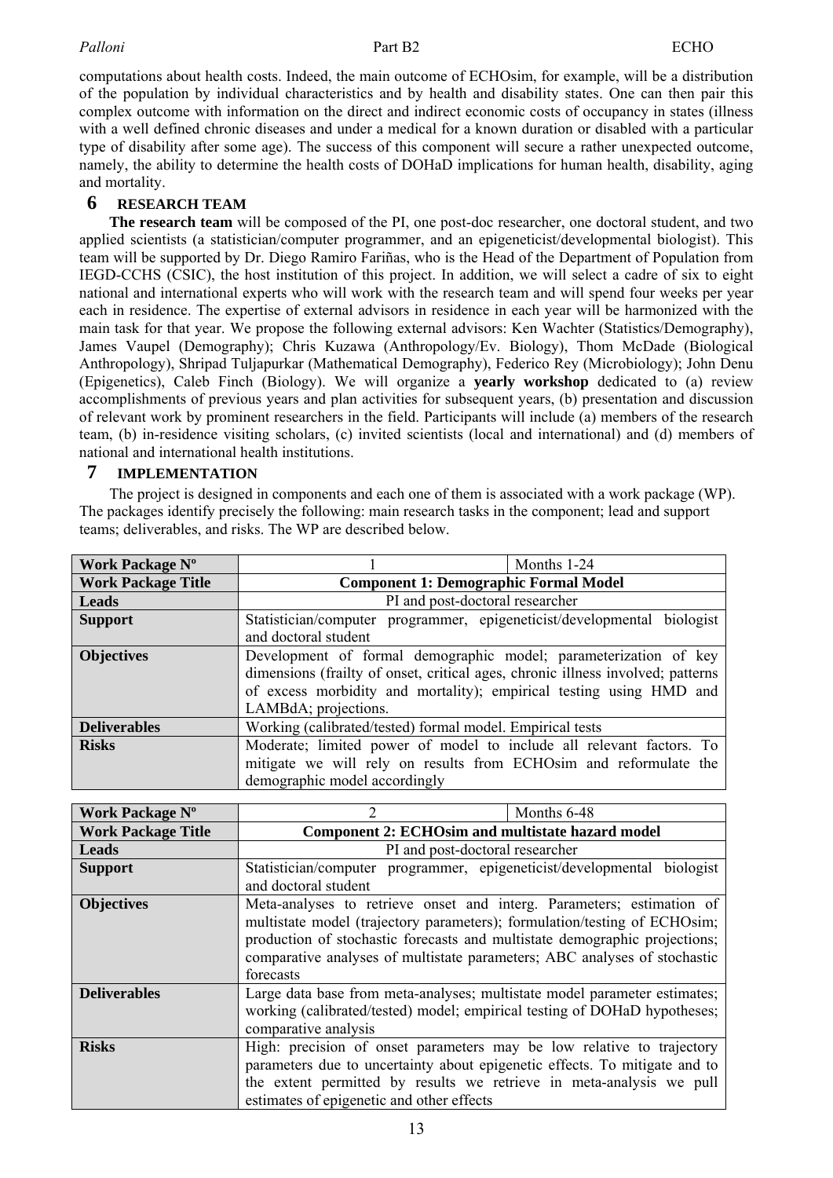computations about health costs. Indeed, the main outcome of ECHOsim, for example, will be a distribution of the population by individual characteristics and by health and disability states. One can then pair this complex outcome with information on the direct and indirect economic costs of occupancy in states (illness with a well defined chronic diseases and under a medical for a known duration or disabled with a particular type of disability after some age). The success of this component will secure a rather unexpected outcome, namely, the ability to determine the health costs of DOHaD implications for human health, disability, aging and mortality.

## 6 RESEARCH TEAM

**The research team** will be composed of the PI, one post-doc researcher, one doctoral student, and two applied scientists (a statistician/computer programmer, and an epigeneticist/developmental biologist). This team will be supported by Dr. Diego Ramiro Fariñas, who is the Head of the Department of Population from IEGD-CCHS (CSIC), the host institution of this project. In addition, we will select a cadre of six to eight national and international experts who will work with the research team and will spend four weeks per year each in residence. The expertise of external advisors in residence in each year will be harmonized with the main task for that year. We propose the following external advisors: Ken Wachter (Statistics/Demography), James Vaupel (Demography); Chris Kuzawa (Anthropology/Ev. Biology), Thom McDade (Biological Anthropology), Shripad Tuljapurkar (Mathematical Demography), Federico Rey (Microbiology); John Denu (Epigenetics), Caleb Finch (Biology). We will organize a **yearly workshop** dedicated to (a) review accomplishments of previous years and plan activities for subsequent years, (b) presentation and discussion of relevant work by prominent researchers in the field. Participants will include (a) members of the research team, (b) in-residence visiting scholars, (c) invited scientists (local and international) and (d) members of national and international health institutions.

## 7 IMPLEMENTATION

The project is designed in components and each one of them is associated with a work package (WP). The packages identify precisely the following: main research tasks in the component; lead and support teams; deliverables, and risks. The WP are described below.

| **Work Package Nº** | 1 | Months 1-24 |
|---|---|---|
| **Work Package Title** | **Component 1: Demographic Formal Model** | |
| **Leads** | PI and post-doctoral researcher | |
| **Support** | Statistician/computer programmer, epigeneticist/developmental biologist and doctoral student | |
| **Objectives** | Development of formal demographic model; parameterization of key dimensions (frailty of onset, critical ages, chronic illness involved; patterns of excess morbidity and mortality); empirical testing using HMD and LAMBdA; projections. | |
| **Deliverables** | Working (calibrated/tested) formal model. Empirical tests | |
| **Risks** | Moderate; limited power of model to include all relevant factors. To mitigate we will rely on results from ECHOsim and reformulate the demographic model accordingly | |

| **Work Package Nº** | 2 | Months 6-48 |
|---|---|---|
| **Work Package Title** | **Component 2: ECHOsim and multistate hazard model** | |
| **Leads** | PI and post-doctoral researcher | |
| **Support** | Statistician/computer programmer, epigeneticist/developmental biologist and doctoral student | |
| **Objectives** | Meta-analyses to retrieve onset and interg. Parameters; estimation of multistate model (trajectory parameters); formulation/testing of ECHOsim; production of stochastic forecasts and multistate demographic projections; comparative analyses of multistate parameters; ABC analyses of stochastic forecasts | |
| **Deliverables** | Large data base from meta-analyses; multistate model parameter estimates; working (calibrated/tested) model; empirical testing of DOHaD hypotheses; comparative analysis | |
| **Risks** | High: precision of onset parameters may be low relative to trajectory parameters due to uncertainty about epigenetic effects. To mitigate and to the extent permitted by results we retrieve in meta-analysis we pull estimates of epigenetic and other effects | |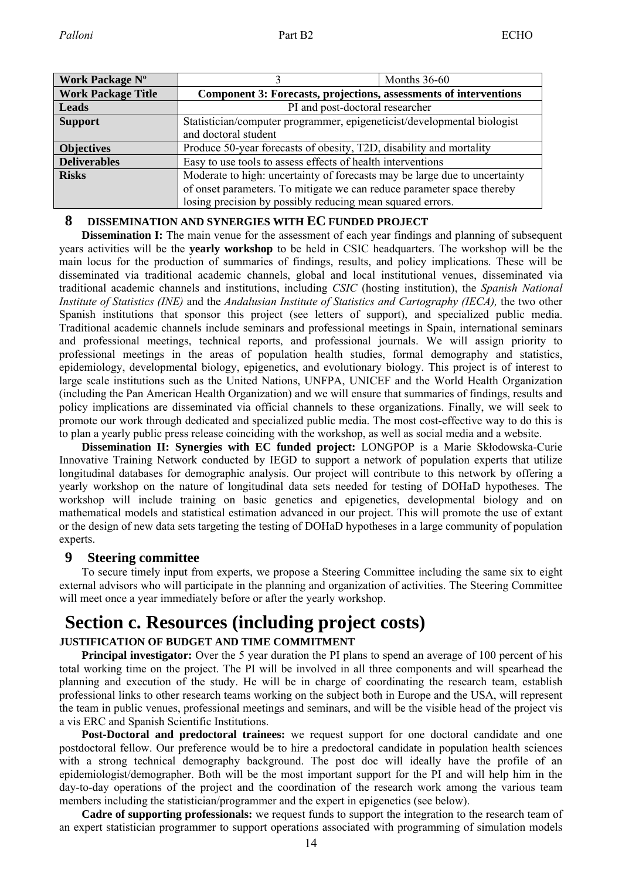| Work Package Nº | 3 | Months 36-60 |
|---|---|---|
| **Work Package Title** | **Component 3: Forecasts, projections, assessments of interventions** | |
| **Leads** | PI and post-doctoral researcher | |
| **Support** | Statistician/computer programmer, epigeneticist/developmental biologist and doctoral student | |
| **Objectives** | Produce 50-year forecasts of obesity, T2D, disability and mortality | |
| **Deliverables** | Easy to use tools to assess effects of health interventions | |
| **Risks** | Moderate to high: uncertainty of forecasts may be large due to uncertainty of onset parameters. To mitigate we can reduce parameter space thereby losing precision by possibly reducing mean squared errors. | |

## 8 DISSEMINATION AND SYNERGIES WITH EC FUNDED PROJECT

**Dissemination I:** The main venue for the assessment of each year findings and planning of subsequent years activities will be the **yearly workshop** to be held in CSIC headquarters. The workshop will be the main locus for the production of summaries of findings, results, and policy implications. These will be disseminated via traditional academic channels, global and local institutional venues, disseminated via traditional academic channels and institutions, including *CSIC* (hosting institution), the *Spanish National Institute of Statistics (INE)* and the *Andalusian Institute of Statistics and Cartography (IECA),* the two other Spanish institutions that sponsor this project (see letters of support), and specialized public media. Traditional academic channels include seminars and professional meetings in Spain, international seminars and professional meetings, technical reports, and professional journals. We will assign priority to professional meetings in the areas of population health studies, formal demography and statistics, epidemiology, developmental biology, epigenetics, and evolutionary biology. This project is of interest to large scale institutions such as the United Nations, UNFPA, UNICEF and the World Health Organization (including the Pan American Health Organization) and we will ensure that summaries of findings, results and policy implications are disseminated via official channels to these organizations. Finally, we will seek to promote our work through dedicated and specialized public media. The most cost-effective way to do this is to plan a yearly public press release coinciding with the workshop, as well as social media and a website.

**Dissemination II: Synergies with EC funded project:** LONGPOP is a Marie Skłodowska-Curie Innovative Training Network conducted by IEGD to support a network of population experts that utilize longitudinal databases for demographic analysis. Our project will contribute to this network by offering a yearly workshop on the nature of longitudinal data sets needed for testing of DOHaD hypotheses. The workshop will include training on basic genetics and epigenetics, developmental biology and on mathematical models and statistical estimation advanced in our project. This will promote the use of extant or the design of new data sets targeting the testing of DOHaD hypotheses in a large community of population experts.

## 9 Steering committee

To secure timely input from experts, we propose a Steering Committee including the same six to eight external advisors who will participate in the planning and organization of activities. The Steering Committee will meet once a year immediately before or after the yearly workshop.

# Section c. Resources (including project costs)

**JUSTIFICATION OF BUDGET AND TIME COMMITMENT**

**Principal investigator:** Over the 5 year duration the PI plans to spend an average of 100 percent of his total working time on the project. The PI will be involved in all three components and will spearhead the planning and execution of the study. He will be in charge of coordinating the research team, establish professional links to other research teams working on the subject both in Europe and the USA, will represent the team in public venues, professional meetings and seminars, and will be the visible head of the project vis a vis ERC and Spanish Scientific Institutions.

**Post-Doctoral and predoctoral trainees:** we request support for one doctoral candidate and one postdoctoral fellow. Our preference would be to hire a predoctoral candidate in population health sciences with a strong technical demography background. The post doc will ideally have the profile of an epidemiologist/demographer. Both will be the most important support for the PI and will help him in the day-to-day operations of the project and the coordination of the research work among the various team members including the statistician/programmer and the expert in epigenetics (see below).

**Cadre of supporting professionals:** we request funds to support the integration to the research team of an expert statistician programmer to support operations associated with programming of simulation models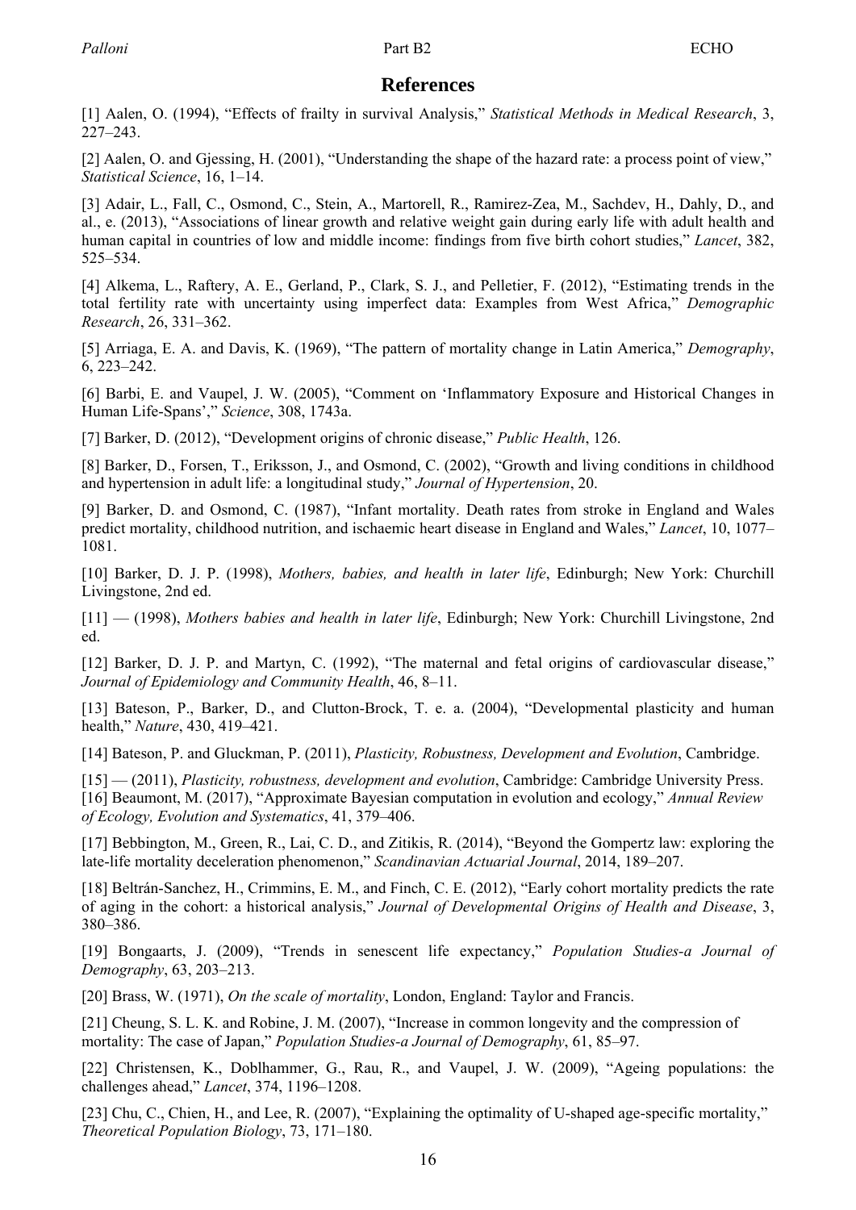# References

[1] Aalen, O. (1994), "Effects of frailty in survival Analysis," *Statistical Methods in Medical Research*, 3, 227–243.

[2] Aalen, O. and Gjessing, H. (2001), "Understanding the shape of the hazard rate: a process point of view," *Statistical Science*, 16, 1–14.

[3] Adair, L., Fall, C., Osmond, C., Stein, A., Martorell, R., Ramirez-Zea, M., Sachdev, H., Dahly, D., and al., e. (2013), "Associations of linear growth and relative weight gain during early life with adult health and human capital in countries of low and middle income: findings from five birth cohort studies," *Lancet*, 382, 525–534.

[4] Alkema, L., Raftery, A. E., Gerland, P., Clark, S. J., and Pelletier, F. (2012), "Estimating trends in the total fertility rate with uncertainty using imperfect data: Examples from West Africa," *Demographic Research*, 26, 331–362.

[5] Arriaga, E. A. and Davis, K. (1969), "The pattern of mortality change in Latin America," *Demography*, 6, 223–242.

[6] Barbi, E. and Vaupel, J. W. (2005), "Comment on 'Inflammatory Exposure and Historical Changes in Human Life-Spans'," *Science*, 308, 1743a.

[7] Barker, D. (2012), "Development origins of chronic disease," *Public Health*, 126.

[8] Barker, D., Forsen, T., Eriksson, J., and Osmond, C. (2002), "Growth and living conditions in childhood and hypertension in adult life: a longitudinal study," *Journal of Hypertension*, 20.

[9] Barker, D. and Osmond, C. (1987), "Infant mortality. Death rates from stroke in England and Wales predict mortality, childhood nutrition, and ischaemic heart disease in England and Wales," *Lancet*, 10, 1077–1081.

[10] Barker, D. J. P. (1998), *Mothers, babies, and health in later life*, Edinburgh; New York: Churchill Livingstone, 2nd ed.

[11] — (1998), *Mothers babies and health in later life*, Edinburgh; New York: Churchill Livingstone, 2nd ed.

[12] Barker, D. J. P. and Martyn, C. (1992), "The maternal and fetal origins of cardiovascular disease," *Journal of Epidemiology and Community Health*, 46, 8–11.

[13] Bateson, P., Barker, D., and Clutton-Brock, T. e. a. (2004), "Developmental plasticity and human health," *Nature*, 430, 419–421.

[14] Bateson, P. and Gluckman, P. (2011), *Plasticity, Robustness, Development and Evolution*, Cambridge.

[15] — (2011), *Plasticity, robustness, development and evolution*, Cambridge: Cambridge University Press.

[16] Beaumont, M. (2017), "Approximate Bayesian computation in evolution and ecology," *Annual Review of Ecology, Evolution and Systematics*, 41, 379–406.

[17] Bebbington, M., Green, R., Lai, C. D., and Zitikis, R. (2014), "Beyond the Gompertz law: exploring the late-life mortality deceleration phenomenon," *Scandinavian Actuarial Journal*, 2014, 189–207.

[18] Beltrán-Sanchez, H., Crimmins, E. M., and Finch, C. E. (2012), "Early cohort mortality predicts the rate of aging in the cohort: a historical analysis," *Journal of Developmental Origins of Health and Disease*, 3, 380–386.

[19] Bongaarts, J. (2009), "Trends in senescent life expectancy," *Population Studies-a Journal of Demography*, 63, 203–213.

[20] Brass, W. (1971), *On the scale of mortality*, London, England: Taylor and Francis.

[21] Cheung, S. L. K. and Robine, J. M. (2007), "Increase in common longevity and the compression of mortality: The case of Japan," *Population Studies-a Journal of Demography*, 61, 85–97.

[22] Christensen, K., Doblhammer, G., Rau, R., and Vaupel, J. W. (2009), "Ageing populations: the challenges ahead," *Lancet*, 374, 1196–1208.

[23] Chu, C., Chien, H., and Lee, R. (2007), "Explaining the optimality of U-shaped age-specific mortality," *Theoretical Population Biology*, 73, 171–180.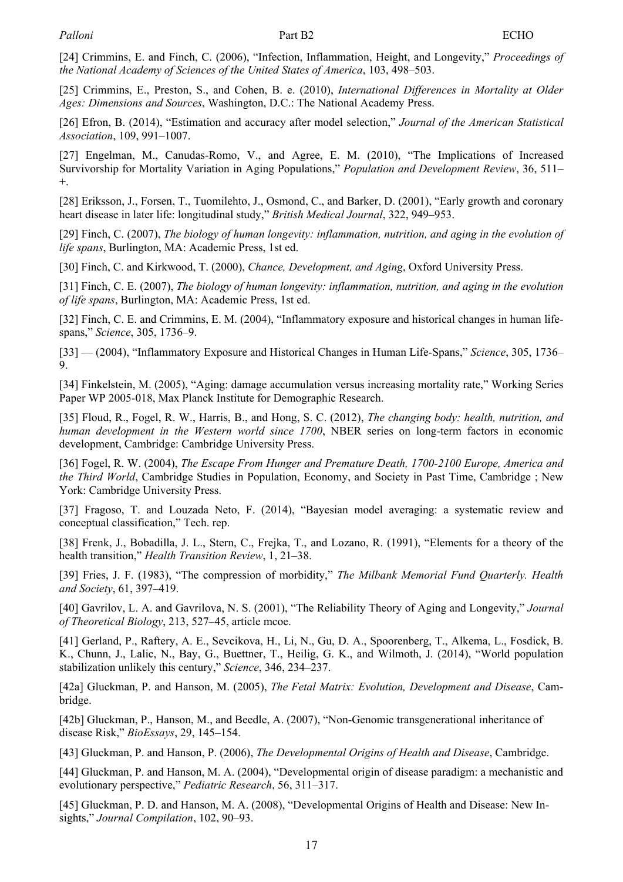[24] Crimmins, E. and Finch, C. (2006), "Infection, Inflammation, Height, and Longevity," *Proceedings of the National Academy of Sciences of the United States of America*, 103, 498–503.

[25] Crimmins, E., Preston, S., and Cohen, B. e. (2010), *International Differences in Mortality at Older Ages: Dimensions and Sources*, Washington, D.C.: The National Academy Press.

[26] Efron, B. (2014), "Estimation and accuracy after model selection," *Journal of the American Statistical Association*, 109, 991–1007.

[27] Engelman, M., Canudas-Romo, V., and Agree, E. M. (2010), "The Implications of Increased Survivorship for Mortality Variation in Aging Populations," *Population and Development Review*, 36, 511–+.

[28] Eriksson, J., Forsen, T., Tuomilehto, J., Osmond, C., and Barker, D. (2001), "Early growth and coronary heart disease in later life: longitudinal study," *British Medical Journal*, 322, 949–953.

[29] Finch, C. (2007), *The biology of human longevity: inflammation, nutrition, and aging in the evolution of life spans*, Burlington, MA: Academic Press, 1st ed.

[30] Finch, C. and Kirkwood, T. (2000), *Chance, Development, and Aging*, Oxford University Press.

[31] Finch, C. E. (2007), *The biology of human longevity: inflammation, nutrition, and aging in the evolution of life spans*, Burlington, MA: Academic Press, 1st ed.

[32] Finch, C. E. and Crimmins, E. M. (2004), "Inflammatory exposure and historical changes in human life-spans," *Science*, 305, 1736–9.

[33] — (2004), "Inflammatory Exposure and Historical Changes in Human Life-Spans," *Science*, 305, 1736–9.

[34] Finkelstein, M. (2005), "Aging: damage accumulation versus increasing mortality rate," Working Series Paper WP 2005-018, Max Planck Institute for Demographic Research.

[35] Floud, R., Fogel, R. W., Harris, B., and Hong, S. C. (2012), *The changing body: health, nutrition, and human development in the Western world since 1700*, NBER series on long-term factors in economic development, Cambridge: Cambridge University Press.

[36] Fogel, R. W. (2004), *The Escape From Hunger and Premature Death, 1700-2100 Europe, America and the Third World*, Cambridge Studies in Population, Economy, and Society in Past Time, Cambridge ; New York: Cambridge University Press.

[37] Fragoso, T. and Louzada Neto, F. (2014), "Bayesian model averaging: a systematic review and conceptual classification," Tech. rep.

[38] Frenk, J., Bobadilla, J. L., Stern, C., Frejka, T., and Lozano, R. (1991), "Elements for a theory of the health transition," *Health Transition Review*, 1, 21–38.

[39] Fries, J. F. (1983), "The compression of morbidity," *The Milbank Memorial Fund Quarterly. Health and Society*, 61, 397–419.

[40] Gavrilov, L. A. and Gavrilova, N. S. (2001), "The Reliability Theory of Aging and Longevity," *Journal of Theoretical Biology*, 213, 527–45, article mcoe.

[41] Gerland, P., Raftery, A. E., Sevcikova, H., Li, N., Gu, D. A., Spoorenberg, T., Alkema, L., Fosdick, B. K., Chunn, J., Lalic, N., Bay, G., Buettner, T., Heilig, G. K., and Wilmoth, J. (2014), "World population stabilization unlikely this century," *Science*, 346, 234–237.

[42a] Gluckman, P. and Hanson, M. (2005), *The Fetal Matrix: Evolution, Development and Disease*, Cambridge.

[42b] Gluckman, P., Hanson, M., and Beedle, A. (2007), "Non-Genomic transgenerational inheritance of disease Risk," *BioEssays*, 29, 145–154.

[43] Gluckman, P. and Hanson, P. (2006), *The Developmental Origins of Health and Disease*, Cambridge.

[44] Gluckman, P. and Hanson, M. A. (2004), "Developmental origin of disease paradigm: a mechanistic and evolutionary perspective," *Pediatric Research*, 56, 311–317.

[45] Gluckman, P. D. and Hanson, M. A. (2008), "Developmental Origins of Health and Disease: New Insights," *Journal Compilation*, 102, 90–93.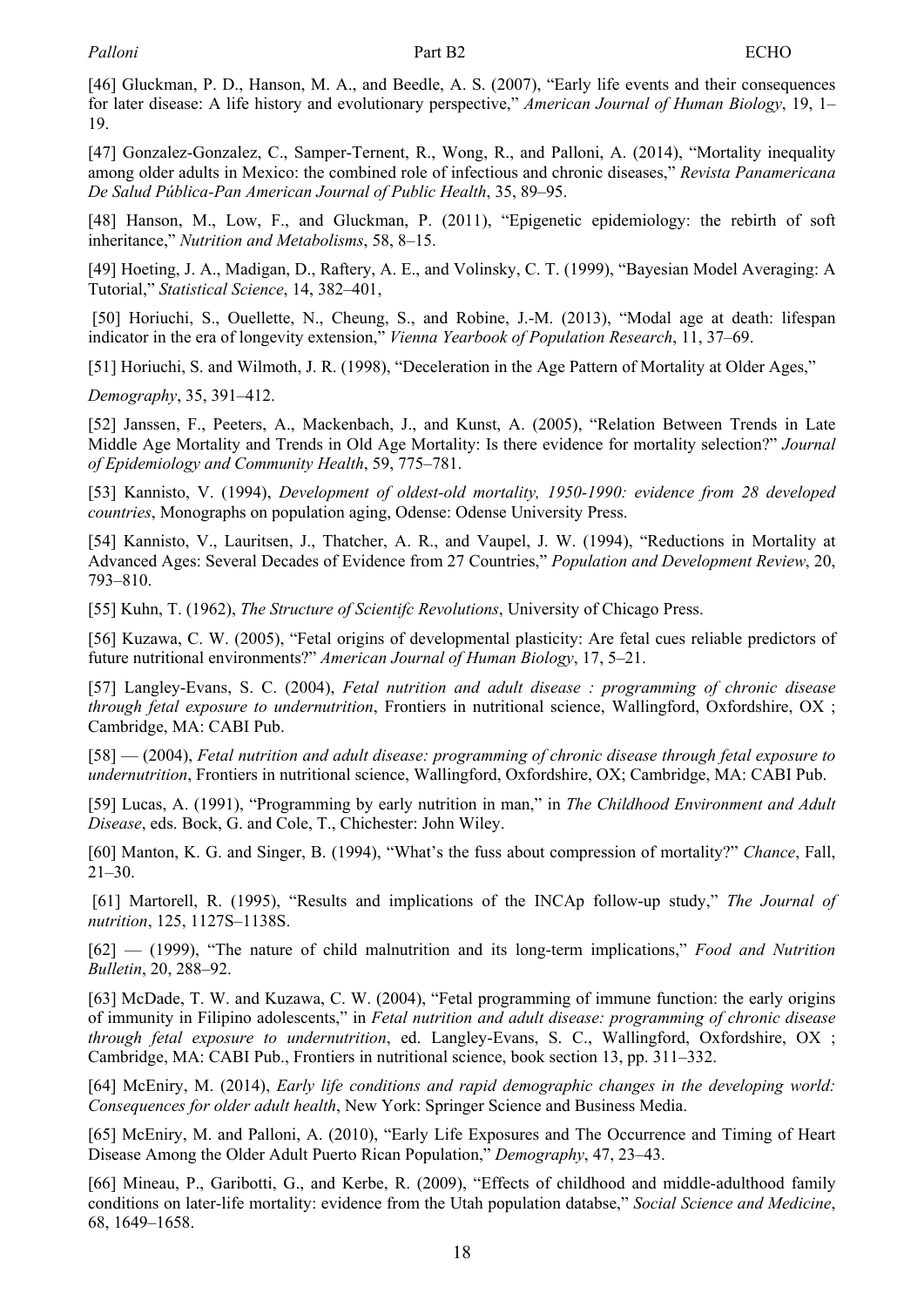[46] Gluckman, P. D., Hanson, M. A., and Beedle, A. S. (2007), "Early life events and their consequences for later disease: A life history and evolutionary perspective," *American Journal of Human Biology*, 19, 1–19.

[47] Gonzalez-Gonzalez, C., Samper-Ternent, R., Wong, R., and Palloni, A. (2014), "Mortality inequality among older adults in Mexico: the combined role of infectious and chronic diseases," *Revista Panamericana De Salud Pública-Pan American Journal of Public Health*, 35, 89–95.

[48] Hanson, M., Low, F., and Gluckman, P. (2011), "Epigenetic epidemiology: the rebirth of soft inheritance," *Nutrition and Metabolisms*, 58, 8–15.

[49] Hoeting, J. A., Madigan, D., Raftery, A. E., and Volinsky, C. T. (1999), "Bayesian Model Averaging: A Tutorial," *Statistical Science*, 14, 382–401,

[50] Horiuchi, S., Ouellette, N., Cheung, S., and Robine, J.-M. (2013), "Modal age at death: lifespan indicator in the era of longevity extension," *Vienna Yearbook of Population Research*, 11, 37–69.

[51] Horiuchi, S. and Wilmoth, J. R. (1998), "Deceleration in the Age Pattern of Mortality at Older Ages," *Demography*, 35, 391–412.

[52] Janssen, F., Peeters, A., Mackenbach, J., and Kunst, A. (2005), "Relation Between Trends in Late Middle Age Mortality and Trends in Old Age Mortality: Is there evidence for mortality selection?" *Journal of Epidemiology and Community Health*, 59, 775–781.

[53] Kannisto, V. (1994), *Development of oldest-old mortality, 1950-1990: evidence from 28 developed countries*, Monographs on population aging, Odense: Odense University Press.

[54] Kannisto, V., Lauritsen, J., Thatcher, A. R., and Vaupel, J. W. (1994), "Reductions in Mortality at Advanced Ages: Several Decades of Evidence from 27 Countries," *Population and Development Review*, 20, 793–810.

[55] Kuhn, T. (1962), *The Structure of Scientifc Revolutions*, University of Chicago Press.

[56] Kuzawa, C. W. (2005), "Fetal origins of developmental plasticity: Are fetal cues reliable predictors of future nutritional environments?" *American Journal of Human Biology*, 17, 5–21.

[57] Langley-Evans, S. C. (2004), *Fetal nutrition and adult disease : programming of chronic disease through fetal exposure to undernutrition*, Frontiers in nutritional science, Wallingford, Oxfordshire, OX ; Cambridge, MA: CABI Pub.

[58] — (2004), *Fetal nutrition and adult disease: programming of chronic disease through fetal exposure to undernutrition*, Frontiers in nutritional science, Wallingford, Oxfordshire, OX; Cambridge, MA: CABI Pub.

[59] Lucas, A. (1991), "Programming by early nutrition in man," in *The Childhood Environment and Adult Disease*, eds. Bock, G. and Cole, T., Chichester: John Wiley.

[60] Manton, K. G. and Singer, B. (1994), "What's the fuss about compression of mortality?" *Chance*, Fall, 21–30.

[61] Martorell, R. (1995), "Results and implications of the INCAp follow-up study," *The Journal of nutrition*, 125, 1127S–1138S.

[62] — (1999), "The nature of child malnutrition and its long-term implications," *Food and Nutrition Bulletin*, 20, 288–92.

[63] McDade, T. W. and Kuzawa, C. W. (2004), "Fetal programming of immune function: the early origins of immunity in Filipino adolescents," in *Fetal nutrition and adult disease: programming of chronic disease through fetal exposure to undernutrition*, ed. Langley-Evans, S. C., Wallingford, Oxfordshire, OX ; Cambridge, MA: CABI Pub., Frontiers in nutritional science, book section 13, pp. 311–332.

[64] McEniry, M. (2014), *Early life conditions and rapid demographic changes in the developing world: Consequences for older adult health*, New York: Springer Science and Business Media.

[65] McEniry, M. and Palloni, A. (2010), "Early Life Exposures and The Occurrence and Timing of Heart Disease Among the Older Adult Puerto Rican Population," *Demography*, 47, 23–43.

[66] Mineau, P., Garibotti, G., and Kerbe, R. (2009), "Effects of childhood and middle-adulthood family conditions on later-life mortality: evidence from the Utah population databse," *Social Science and Medicine*, 68, 1649–1658.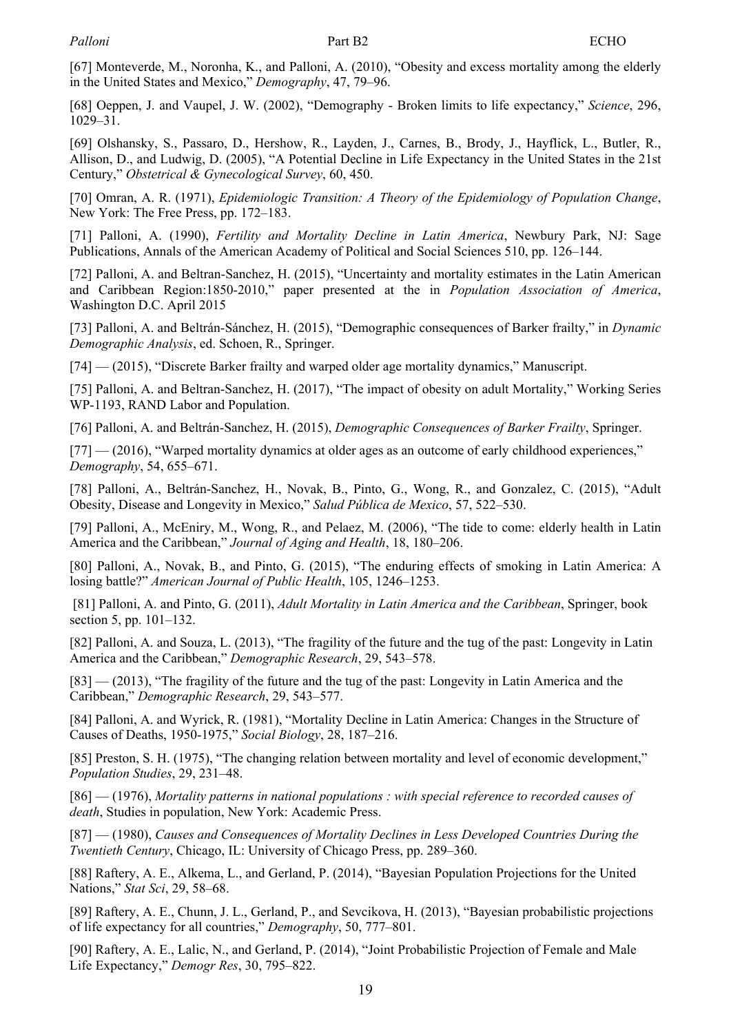[67] Monteverde, M., Noronha, K., and Palloni, A. (2010), "Obesity and excess mortality among the elderly in the United States and Mexico," *Demography*, 47, 79–96.

[68] Oeppen, J. and Vaupel, J. W. (2002), "Demography - Broken limits to life expectancy," *Science*, 296, 1029–31.

[69] Olshansky, S., Passaro, D., Hershow, R., Layden, J., Carnes, B., Brody, J., Hayflick, L., Butler, R., Allison, D., and Ludwig, D. (2005), "A Potential Decline in Life Expectancy in the United States in the 21st Century," *Obstetrical & Gynecological Survey*, 60, 450.

[70] Omran, A. R. (1971), *Epidemiologic Transition: A Theory of the Epidemiology of Population Change*, New York: The Free Press, pp. 172–183.

[71] Palloni, A. (1990), *Fertility and Mortality Decline in Latin America*, Newbury Park, NJ: Sage Publications, Annals of the American Academy of Political and Social Sciences 510, pp. 126–144.

[72] Palloni, A. and Beltran-Sanchez, H. (2015), "Uncertainty and mortality estimates in the Latin American and Caribbean Region:1850-2010," paper presented at the in *Population Association of America*, Washington D.C. April 2015

[73] Palloni, A. and Beltrán-Sánchez, H. (2015), "Demographic consequences of Barker frailty," in *Dynamic Demographic Analysis*, ed. Schoen, R., Springer.

[74] — (2015), "Discrete Barker frailty and warped older age mortality dynamics," Manuscript.

[75] Palloni, A. and Beltran-Sanchez, H. (2017), "The impact of obesity on adult Mortality," Working Series WP-1193, RAND Labor and Population.

[76] Palloni, A. and Beltrán-Sanchez, H. (2015), *Demographic Consequences of Barker Frailty*, Springer.

[77] — (2016), "Warped mortality dynamics at older ages as an outcome of early childhood experiences," *Demography*, 54, 655–671.

[78] Palloni, A., Beltrán-Sanchez, H., Novak, B., Pinto, G., Wong, R., and Gonzalez, C. (2015), "Adult Obesity, Disease and Longevity in Mexico," *Salud Pública de Mexico*, 57, 522–530.

[79] Palloni, A., McEniry, M., Wong, R., and Pelaez, M. (2006), "The tide to come: elderly health in Latin America and the Caribbean," *Journal of Aging and Health*, 18, 180–206.

[80] Palloni, A., Novak, B., and Pinto, G. (2015), "The enduring effects of smoking in Latin America: A losing battle?" *American Journal of Public Health*, 105, 1246–1253.

[81] Palloni, A. and Pinto, G. (2011), *Adult Mortality in Latin America and the Caribbean*, Springer, book section 5, pp. 101–132.

[82] Palloni, A. and Souza, L. (2013), "The fragility of the future and the tug of the past: Longevity in Latin America and the Caribbean," *Demographic Research*, 29, 543–578.

[83] — (2013), "The fragility of the future and the tug of the past: Longevity in Latin America and the Caribbean," *Demographic Research*, 29, 543–577.

[84] Palloni, A. and Wyrick, R. (1981), "Mortality Decline in Latin America: Changes in the Structure of Causes of Deaths, 1950-1975," *Social Biology*, 28, 187–216.

[85] Preston, S. H. (1975), "The changing relation between mortality and level of economic development," *Population Studies*, 29, 231–48.

[86] — (1976), *Mortality patterns in national populations : with special reference to recorded causes of death*, Studies in population, New York: Academic Press.

[87] — (1980), *Causes and Consequences of Mortality Declines in Less Developed Countries During the Twentieth Century*, Chicago, IL: University of Chicago Press, pp. 289–360.

[88] Raftery, A. E., Alkema, L., and Gerland, P. (2014), "Bayesian Population Projections for the United Nations," *Stat Sci*, 29, 58–68.

[89] Raftery, A. E., Chunn, J. L., Gerland, P., and Sevcikova, H. (2013), "Bayesian probabilistic projections of life expectancy for all countries," *Demography*, 50, 777–801.

[90] Raftery, A. E., Lalic, N., and Gerland, P. (2014), "Joint Probabilistic Projection of Female and Male Life Expectancy," *Demogr Res*, 30, 795–822.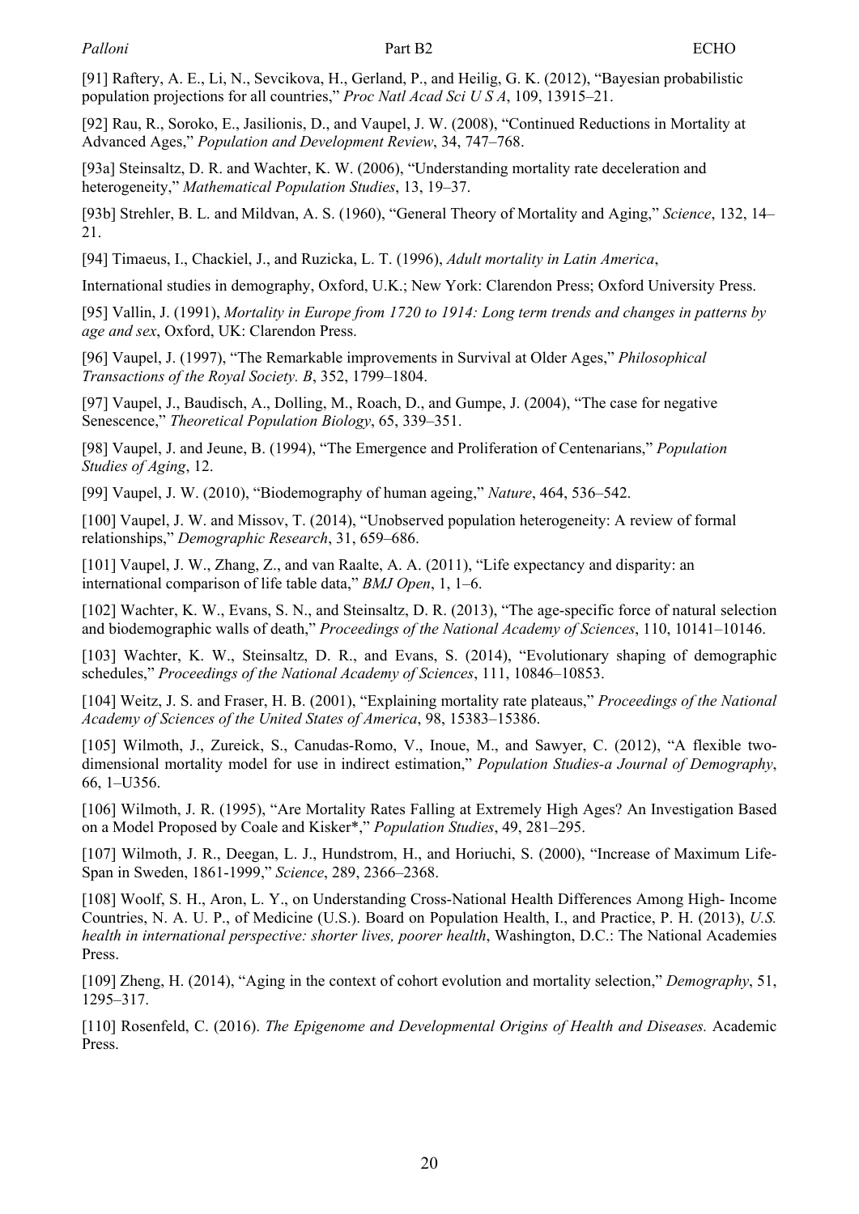[91] Raftery, A. E., Li, N., Sevcikova, H., Gerland, P., and Heilig, G. K. (2012), "Bayesian probabilistic population projections for all countries," *Proc Natl Acad Sci U S A*, 109, 13915–21.

[92] Rau, R., Soroko, E., Jasilionis, D., and Vaupel, J. W. (2008), "Continued Reductions in Mortality at Advanced Ages," *Population and Development Review*, 34, 747–768.

[93a] Steinsaltz, D. R. and Wachter, K. W. (2006), "Understanding mortality rate deceleration and heterogeneity," *Mathematical Population Studies*, 13, 19–37.

[93b] Strehler, B. L. and Mildvan, A. S. (1960), "General Theory of Mortality and Aging," *Science*, 132, 14–21.

[94] Timaeus, I., Chackiel, J., and Ruzicka, L. T. (1996), *Adult mortality in Latin America*,

International studies in demography, Oxford, U.K.; New York: Clarendon Press; Oxford University Press.

[95] Vallin, J. (1991), *Mortality in Europe from 1720 to 1914: Long term trends and changes in patterns by age and sex*, Oxford, UK: Clarendon Press.

[96] Vaupel, J. (1997), "The Remarkable improvements in Survival at Older Ages," *Philosophical Transactions of the Royal Society. B*, 352, 1799–1804.

[97] Vaupel, J., Baudisch, A., Dolling, M., Roach, D., and Gumpe, J. (2004), "The case for negative Senescence," *Theoretical Population Biology*, 65, 339–351.

[98] Vaupel, J. and Jeune, B. (1994), "The Emergence and Proliferation of Centenarians," *Population Studies of Aging*, 12.

[99] Vaupel, J. W. (2010), "Biodemography of human ageing," *Nature*, 464, 536–542.

[100] Vaupel, J. W. and Missov, T. (2014), "Unobserved population heterogeneity: A review of formal relationships," *Demographic Research*, 31, 659–686.

[101] Vaupel, J. W., Zhang, Z., and van Raalte, A. A. (2011), "Life expectancy and disparity: an international comparison of life table data," *BMJ Open*, 1, 1–6.

[102] Wachter, K. W., Evans, S. N., and Steinsaltz, D. R. (2013), "The age-specific force of natural selection and biodemographic walls of death," *Proceedings of the National Academy of Sciences*, 110, 10141–10146.

[103] Wachter, K. W., Steinsaltz, D. R., and Evans, S. (2014), "Evolutionary shaping of demographic schedules," *Proceedings of the National Academy of Sciences*, 111, 10846–10853.

[104] Weitz, J. S. and Fraser, H. B. (2001), "Explaining mortality rate plateaus," *Proceedings of the National Academy of Sciences of the United States of America*, 98, 15383–15386.

[105] Wilmoth, J., Zureick, S., Canudas-Romo, V., Inoue, M., and Sawyer, C. (2012), "A flexible two-dimensional mortality model for use in indirect estimation," *Population Studies-a Journal of Demography*, 66, 1–U356.

[106] Wilmoth, J. R. (1995), "Are Mortality Rates Falling at Extremely High Ages? An Investigation Based on a Model Proposed by Coale and Kisker*," *Population Studies*, 49, 281–295.

[107] Wilmoth, J. R., Deegan, L. J., Hundstrom, H., and Horiuchi, S. (2000), "Increase of Maximum Life-Span in Sweden, 1861-1999," *Science*, 289, 2366–2368.

[108] Woolf, S. H., Aron, L. Y., on Understanding Cross-National Health Differences Among High- Income Countries, N. A. U. P., of Medicine (U.S.). Board on Population Health, I., and Practice, P. H. (2013), *U.S. health in international perspective: shorter lives, poorer health*, Washington, D.C.: The National Academies Press.

[109] Zheng, H. (2014), "Aging in the context of cohort evolution and mortality selection," *Demography*, 51, 1295–317.

[110] Rosenfeld, C. (2016). *The Epigenome and Developmental Origins of Health and Diseases.* Academic Press.